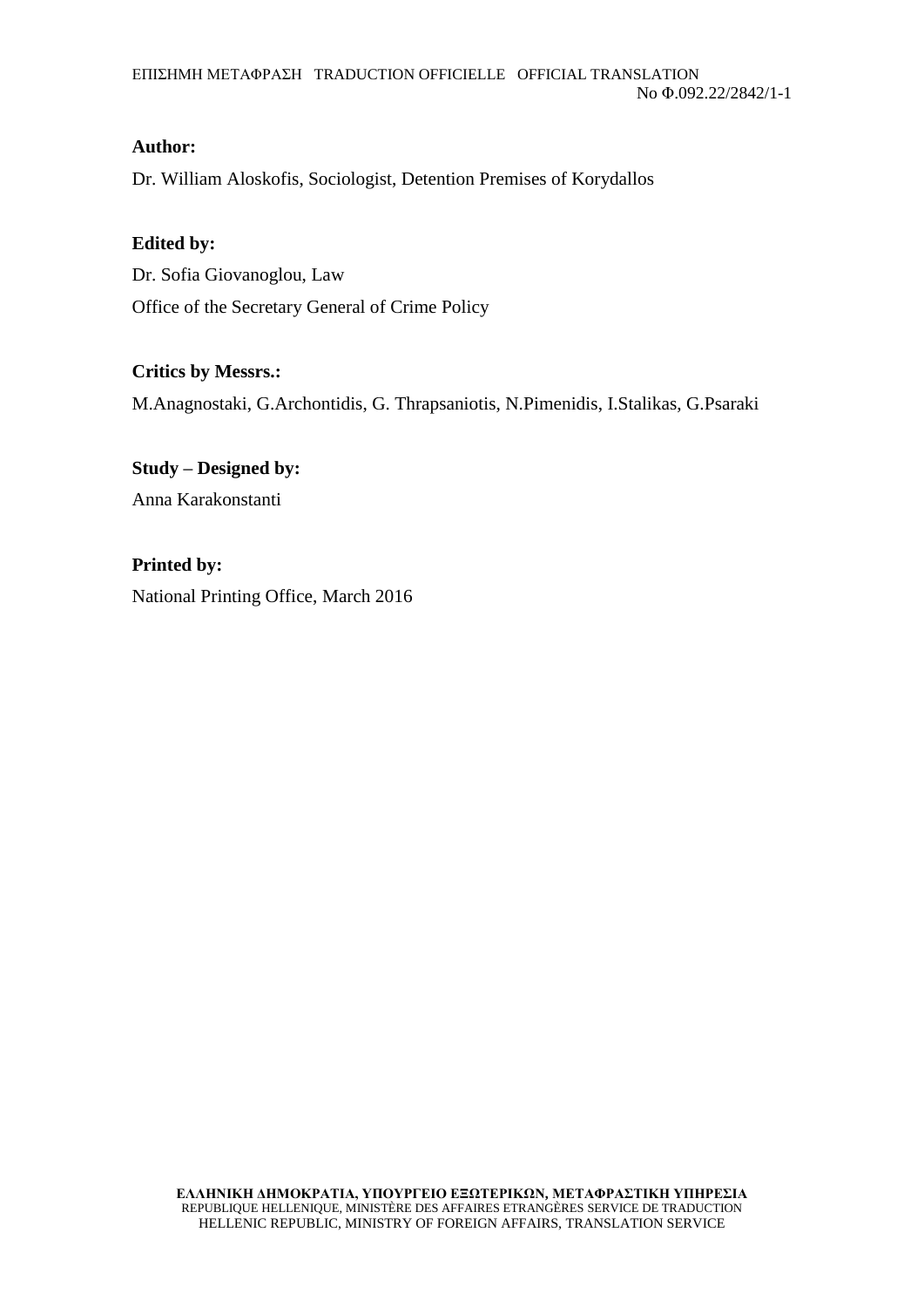**Author:**

Dr. William Aloskofis, Sociologist, Detention Premises of Korydallos

**Edited by:**

Dr. Sofia Giovanoglou, Law

Office of the Secretary General of Crime Policy

**Critics by Messrs.:**

M.Anagnostaki, G.Archontidis, G. Thrapsaniotis, N.Pimenidis, I.Stalikas, G.Psaraki

**Study – Designed by:**

Anna Karakonstanti

**Printed by:**

National Printing Office, March 2016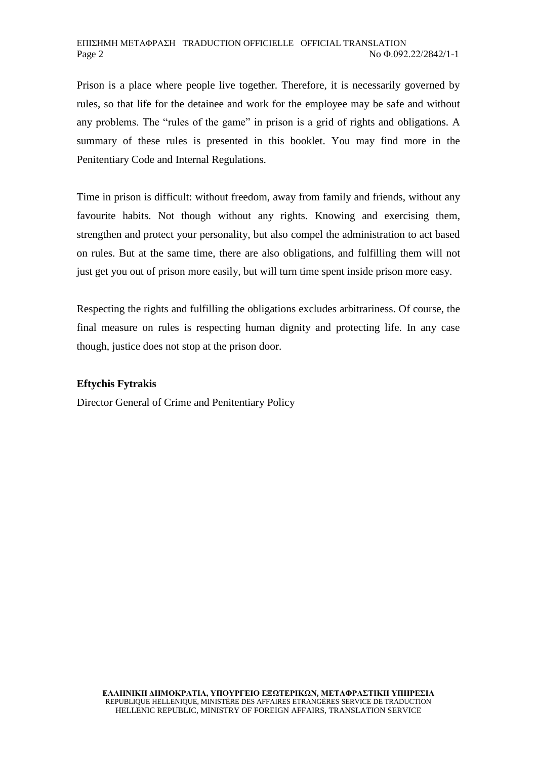Prison is a place where people live together. Therefore, it is necessarily governed by rules, so that life for the detainee and work for the employee may be safe and without any problems. The "rules of the game" in prison is a grid of rights and obligations. A summary of these rules is presented in this booklet. You may find more in the Penitentiary Code and Internal Regulations.

Time in prison is difficult: without freedom, away from family and friends, without any favourite habits. Not though without any rights. Knowing and exercising them, strengthen and protect your personality, but also compel the administration to act based on rules. But at the same time, there are also obligations, and fulfilling them will not just get you out of prison more easily, but will turn time spent inside prison more easy.

Respecting the rights and fulfilling the obligations excludes arbitrariness. Of course, the final measure on rules is respecting human dignity and protecting life. In any case though, justice does not stop at the prison door.

**Eftychis Fytrakis**

Director General of Crime and Penitentiary Policy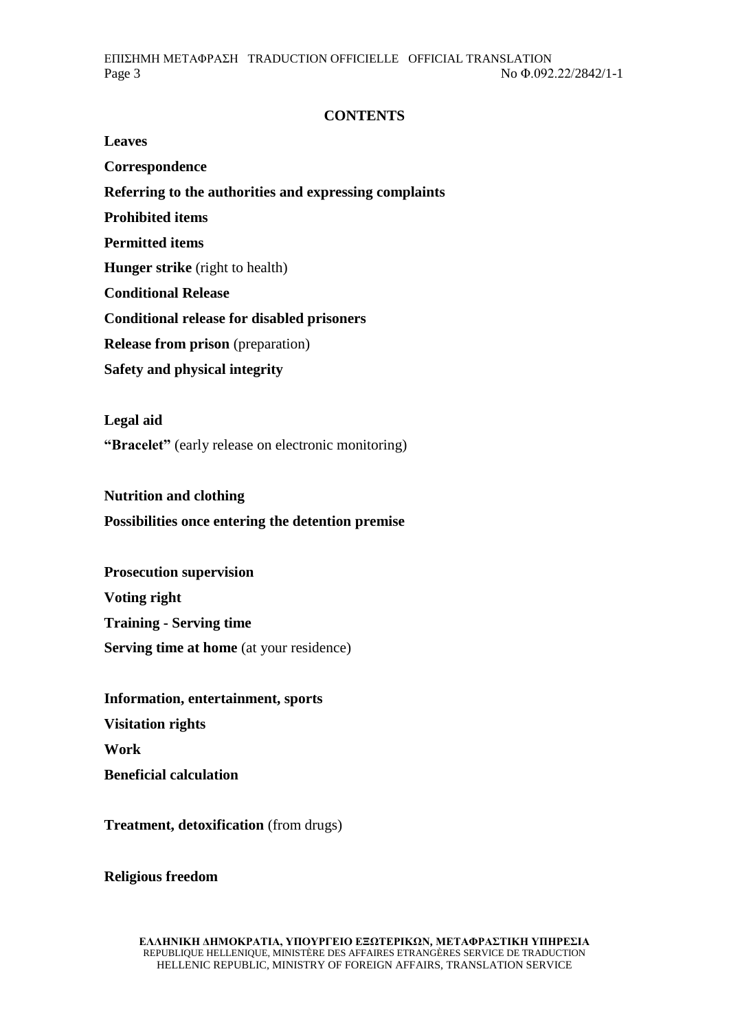## CONTENTS

**Leaves**

**Correspondence**

**Referring to the authorities and expressing complaints**

**Prohibited items**

**Permitted items**

**Hunger strike** (right to health)

**Conditional Release**

**Conditional release for disabled prisoners**

**Release from prison** (preparation)

**Safety and physical integrity**

**Legal aid**

**"Bracelet"** (early release on electronic monitoring)

**Nutrition and clothing**

**Possibilities once entering the detention premise**

**Prosecution supervision**

**Voting right**

**Training - Serving time**

**Serving time at home** (at your residence)

**Information, entertainment, sports**

**Visitation rights**

**Work**

**Beneficial calculation**

**Treatment, detoxification** (from drugs)

**Religious freedom**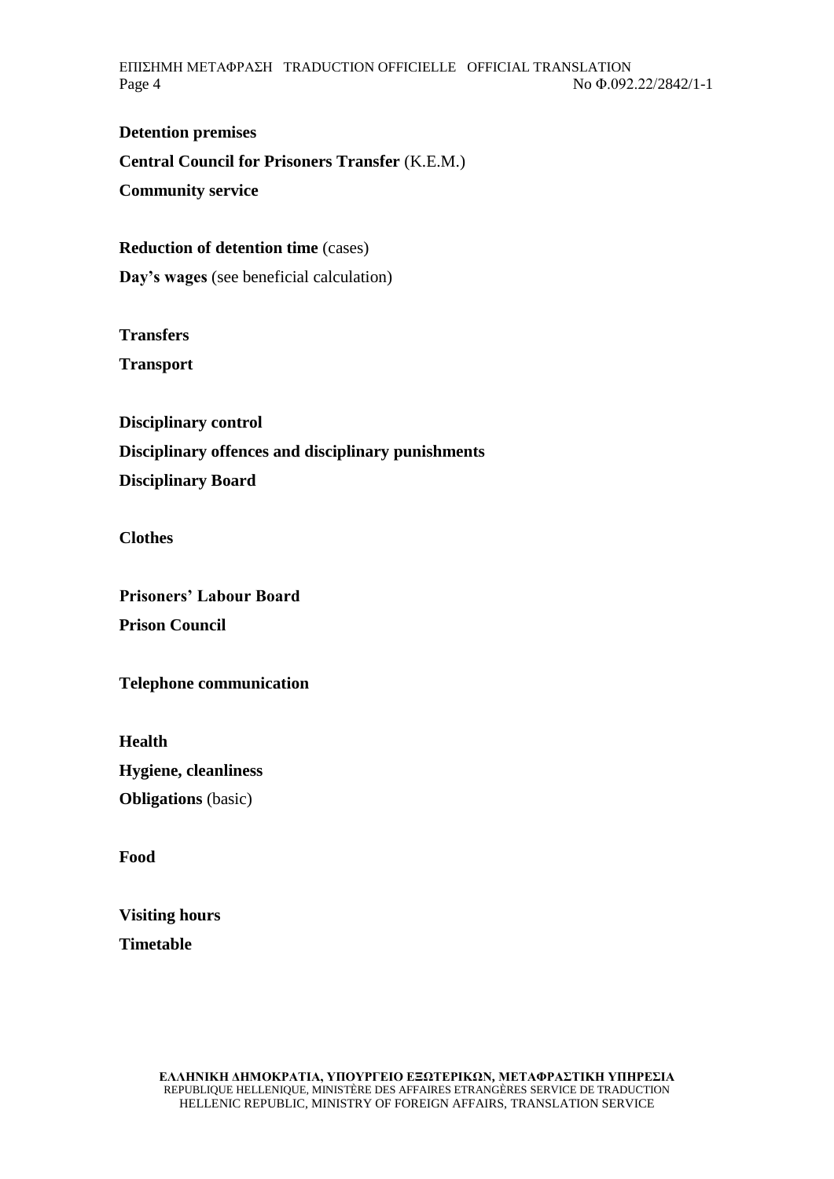**Detention premises**

**Central Council for Prisoners Transfer** (K.E.M.)

**Community service**

**Reduction of detention time** (cases)

**Day's wages** (see beneficial calculation)

**Transfers**

**Transport**

**Disciplinary control**

**Disciplinary offences and disciplinary punishments**

**Disciplinary Board**

**Clothes**

**Prisoners' Labour Board**

**Prison Council**

**Telephone communication**

**Health**

**Hygiene, cleanliness**

**Obligations** (basic)

**Food**

**Visiting hours**

**Timetable**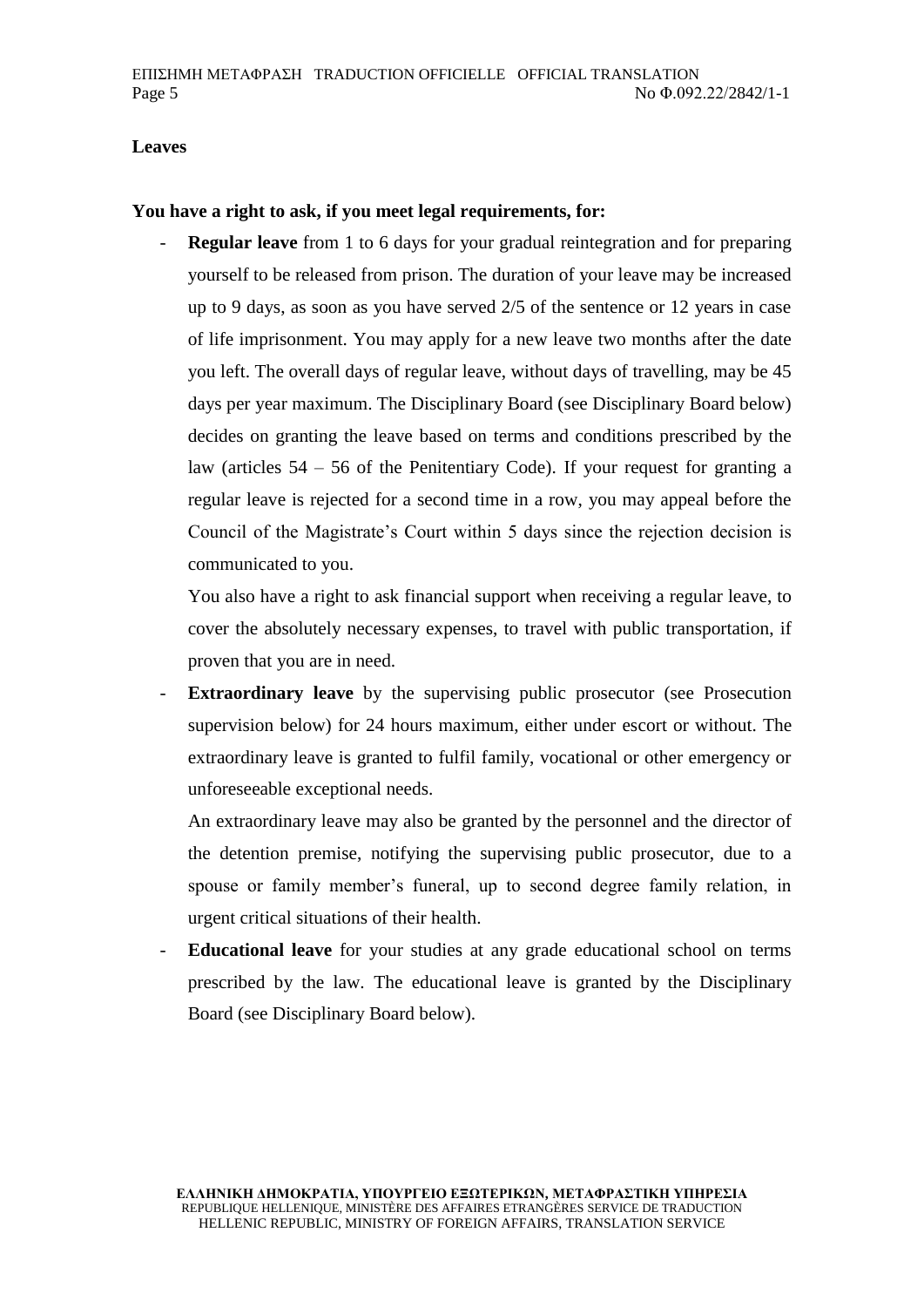**Leaves**

**You have a right to ask, if you meet legal requirements, for:**

- **Regular leave** from 1 to 6 days for your gradual reintegration and for preparing yourself to be released from prison. The duration of your leave may be increased up to 9 days, as soon as you have served 2/5 of the sentence or 12 years in case of life imprisonment. You may apply for a new leave two months after the date you left. The overall days of regular leave, without days of travelling, may be 45 days per year maximum. The Disciplinary Board (see Disciplinary Board below) decides on granting the leave based on terms and conditions prescribed by the law (articles 54 – 56 of the Penitentiary Code). If your request for granting a regular leave is rejected for a second time in a row, you may appeal before the Council of the Magistrate's Court within 5 days since the rejection decision is communicated to you.

  You also have a right to ask financial support when receiving a regular leave, to cover the absolutely necessary expenses, to travel with public transportation, if proven that you are in need.

- **Extraordinary leave** by the supervising public prosecutor (see Prosecution supervision below) for 24 hours maximum, either under escort or without. The extraordinary leave is granted to fulfil family, vocational or other emergency or unforeseeable exceptional needs.

  An extraordinary leave may also be granted by the personnel and the director of the detention premise, notifying the supervising public prosecutor, due to a spouse or family member's funeral, up to second degree family relation, in urgent critical situations of their health.

- **Educational leave** for your studies at any grade educational school on terms prescribed by the law. The educational leave is granted by the Disciplinary Board (see Disciplinary Board below).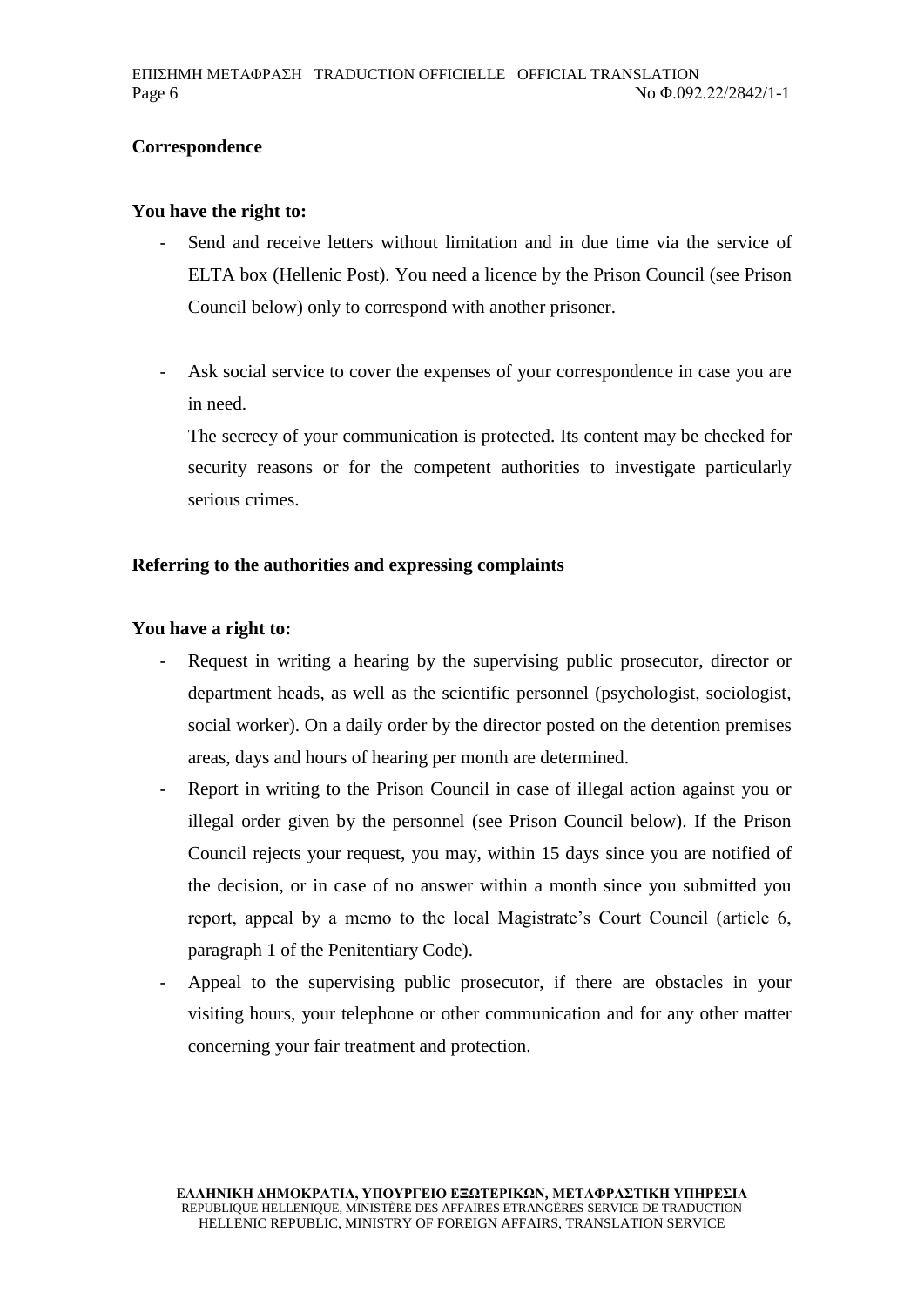**Correspondence**

**You have the right to:**

- Send and receive letters without limitation and in due time via the service of ELTA box (Hellenic Post). You need a licence by the Prison Council (see Prison Council below) only to correspond with another prisoner.

- Ask social service to cover the expenses of your correspondence in case you are in need.

  The secrecy of your communication is protected. Its content may be checked for security reasons or for the competent authorities to investigate particularly serious crimes.

**Referring to the authorities and expressing complaints**

**You have a right to:**

- Request in writing a hearing by the supervising public prosecutor, director or department heads, as well as the scientific personnel (psychologist, sociologist, social worker). On a daily order by the director posted on the detention premises areas, days and hours of hearing per month are determined.
- Report in writing to the Prison Council in case of illegal action against you or illegal order given by the personnel (see Prison Council below). If the Prison Council rejects your request, you may, within 15 days since you are notified of the decision, or in case of no answer within a month since you submitted you report, appeal by a memo to the local Magistrate's Court Council (article 6, paragraph 1 of the Penitentiary Code).
- Appeal to the supervising public prosecutor, if there are obstacles in your visiting hours, your telephone or other communication and for any other matter concerning your fair treatment and protection.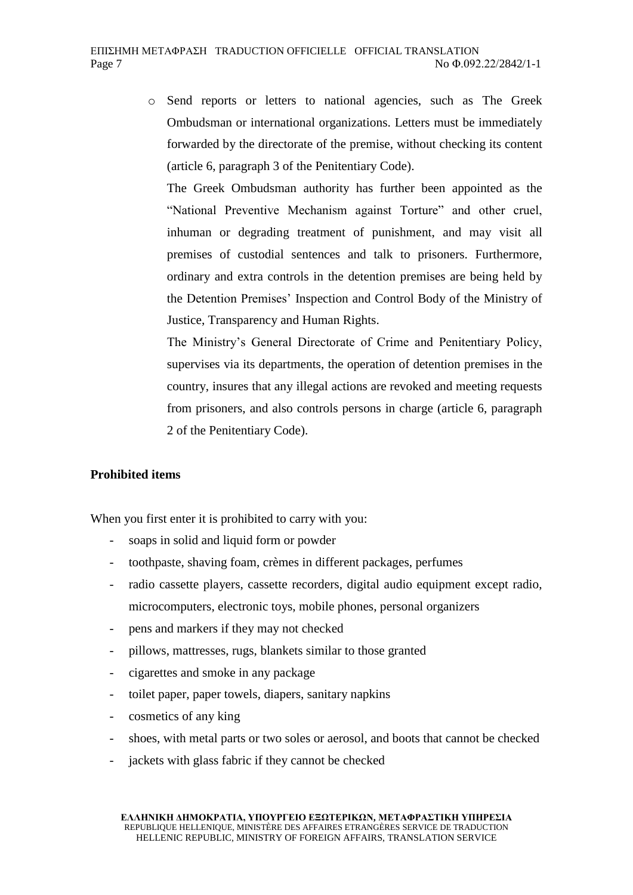- Send reports or letters to national agencies, such as The Greek Ombudsman or international organizations. Letters must be immediately forwarded by the directorate of the premise, without checking its content (article 6, paragraph 3 of the Penitentiary Code).

  The Greek Ombudsman authority has further been appointed as the "National Preventive Mechanism against Torture" and other cruel, inhuman or degrading treatment of punishment, and may visit all premises of custodial sentences and talk to prisoners. Furthermore, ordinary and extra controls in the detention premises are being held by the Detention Premises' Inspection and Control Body of the Ministry of Justice, Transparency and Human Rights.

  The Ministry's General Directorate of Crime and Penitentiary Policy, supervises via its departments, the operation of detention premises in the country, insures that any illegal actions are revoked and meeting requests from prisoners, and also controls persons in charge (article 6, paragraph 2 of the Penitentiary Code).

**Prohibited items**

When you first enter it is prohibited to carry with you:

- soaps in solid and liquid form or powder
- toothpaste, shaving foam, crèmes in different packages, perfumes
- radio cassette players, cassette recorders, digital audio equipment except radio, microcomputers, electronic toys, mobile phones, personal organizers
- pens and markers if they may not checked
- pillows, mattresses, rugs, blankets similar to those granted
- cigarettes and smoke in any package
- toilet paper, paper towels, diapers, sanitary napkins
- cosmetics of any king
- shoes, with metal parts or two soles or aerosol, and boots that cannot be checked
- jackets with glass fabric if they cannot be checked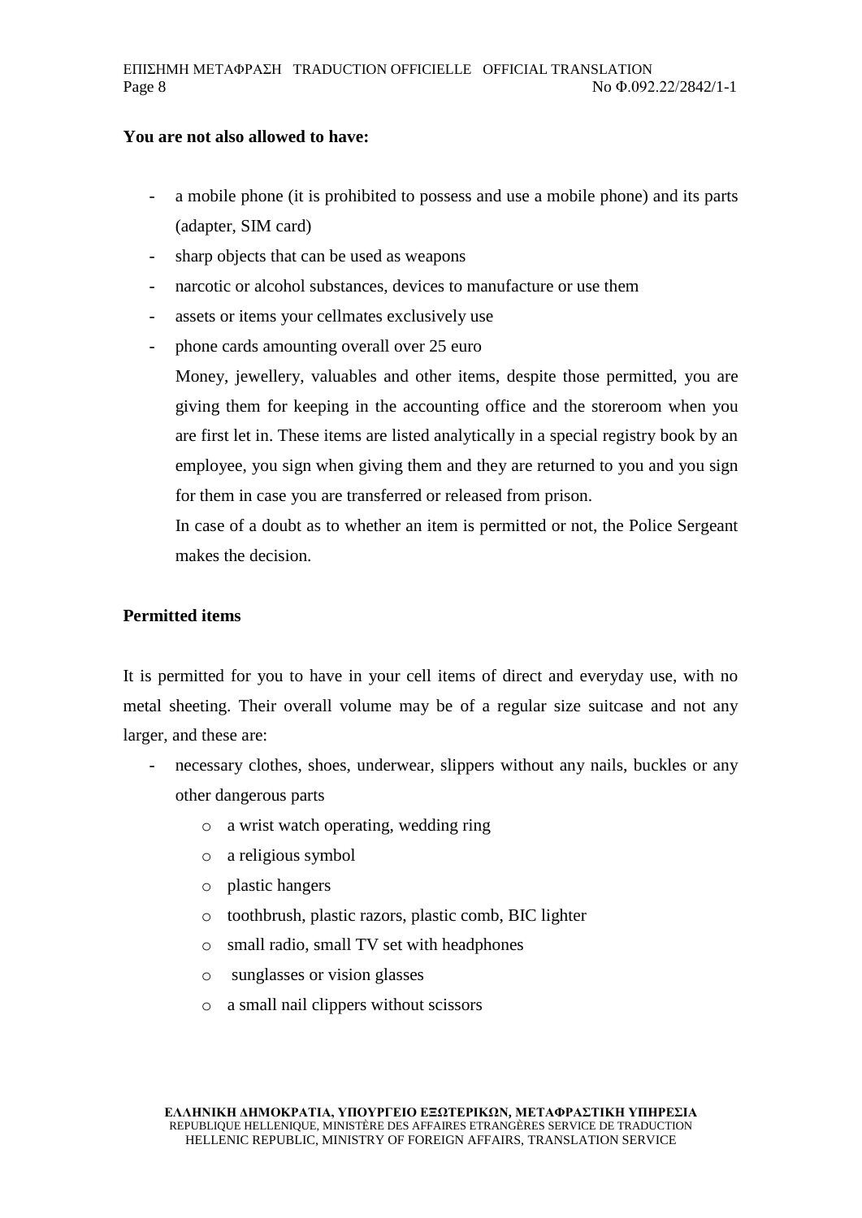**You are not also allowed to have:**

- a mobile phone (it is prohibited to possess and use a mobile phone) and its parts (adapter, SIM card)
- sharp objects that can be used as weapons
- narcotic or alcohol substances, devices to manufacture or use them
- assets or items your cellmates exclusively use
- phone cards amounting overall over 25 euro

  Money, jewellery, valuables and other items, despite those permitted, you are giving them for keeping in the accounting office and the storeroom when you are first let in. These items are listed analytically in a special registry book by an employee, you sign when giving them and they are returned to you and you sign for them in case you are transferred or released from prison.

  In case of a doubt as to whether an item is permitted or not, the Police Sergeant makes the decision.

**Permitted items**

It is permitted for you to have in your cell items of direct and everyday use, with no metal sheeting. Their overall volume may be of a regular size suitcase and not any larger, and these are:

- necessary clothes, shoes, underwear, slippers without any nails, buckles or any other dangerous parts
  - a wrist watch operating, wedding ring
  - a religious symbol
  - plastic hangers
  - toothbrush, plastic razors, plastic comb, BIC lighter
  - small radio, small TV set with headphones
  - sunglasses or vision glasses
  - a small nail clippers without scissors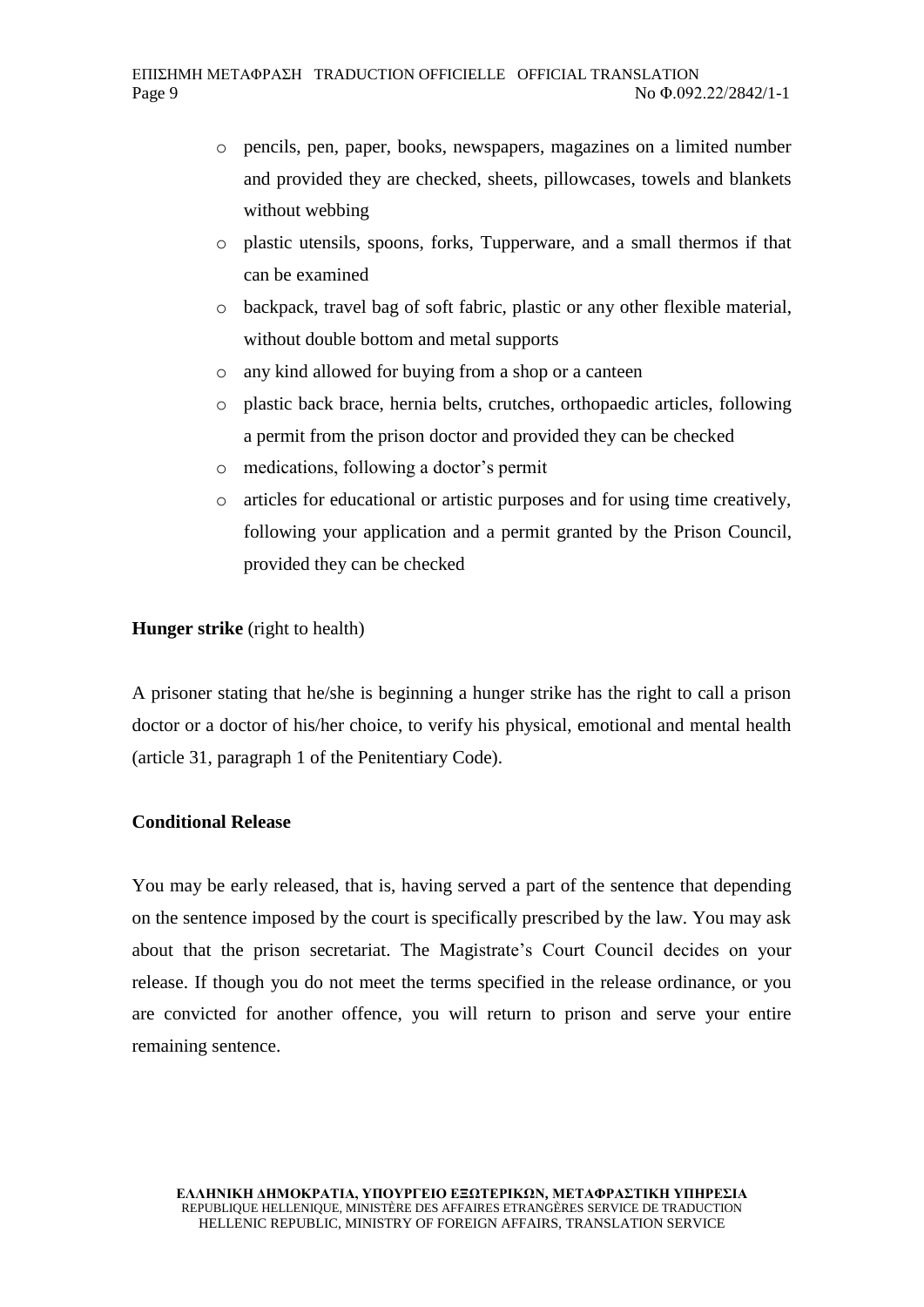- pencils, pen, paper, books, newspapers, magazines on a limited number and provided they are checked, sheets, pillowcases, towels and blankets without webbing
- plastic utensils, spoons, forks, Tupperware, and a small thermos if that can be examined
- backpack, travel bag of soft fabric, plastic or any other flexible material, without double bottom and metal supports
- any kind allowed for buying from a shop or a canteen
- plastic back brace, hernia belts, crutches, orthopaedic articles, following a permit from the prison doctor and provided they can be checked
- medications, following a doctor's permit
- articles for educational or artistic purposes and for using time creatively, following your application and a permit granted by the Prison Council, provided they can be checked

**Hunger strike** (right to health)

A prisoner stating that he/she is beginning a hunger strike has the right to call a prison doctor or a doctor of his/her choice, to verify his physical, emotional and mental health (article 31, paragraph 1 of the Penitentiary Code).

**Conditional Release**

You may be early released, that is, having served a part of the sentence that depending on the sentence imposed by the court is specifically prescribed by the law. You may ask about that the prison secretariat. The Magistrate's Court Council decides on your release. If though you do not meet the terms specified in the release ordinance, or you are convicted for another offence, you will return to prison and serve your entire remaining sentence.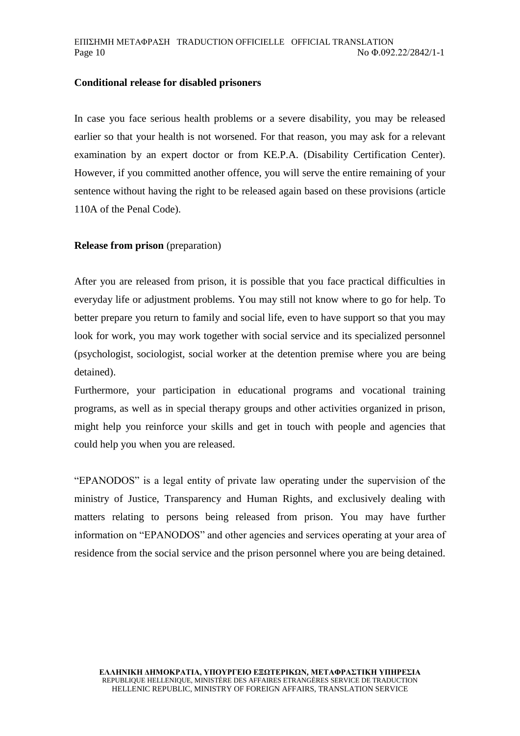**Conditional release for disabled prisoners**

In case you face serious health problems or a severe disability, you may be released earlier so that your health is not worsened. For that reason, you may ask for a relevant examination by an expert doctor or from KE.P.A. (Disability Certification Center). However, if you committed another offence, you will serve the entire remaining of your sentence without having the right to be released again based on these provisions (article 110A of the Penal Code).

**Release from prison** (preparation)

After you are released from prison, it is possible that you face practical difficulties in everyday life or adjustment problems. You may still not know where to go for help. To better prepare you return to family and social life, even to have support so that you may look for work, you may work together with social service and its specialized personnel (psychologist, sociologist, social worker at the detention premise where you are being detained).

Furthermore, your participation in educational programs and vocational training programs, as well as in special therapy groups and other activities organized in prison, might help you reinforce your skills and get in touch with people and agencies that could help you when you are released.

"EPANODOS" is a legal entity of private law operating under the supervision of the ministry of Justice, Transparency and Human Rights, and exclusively dealing with matters relating to persons being released from prison. You may have further information on "EPANODOS" and other agencies and services operating at your area of residence from the social service and the prison personnel where you are being detained.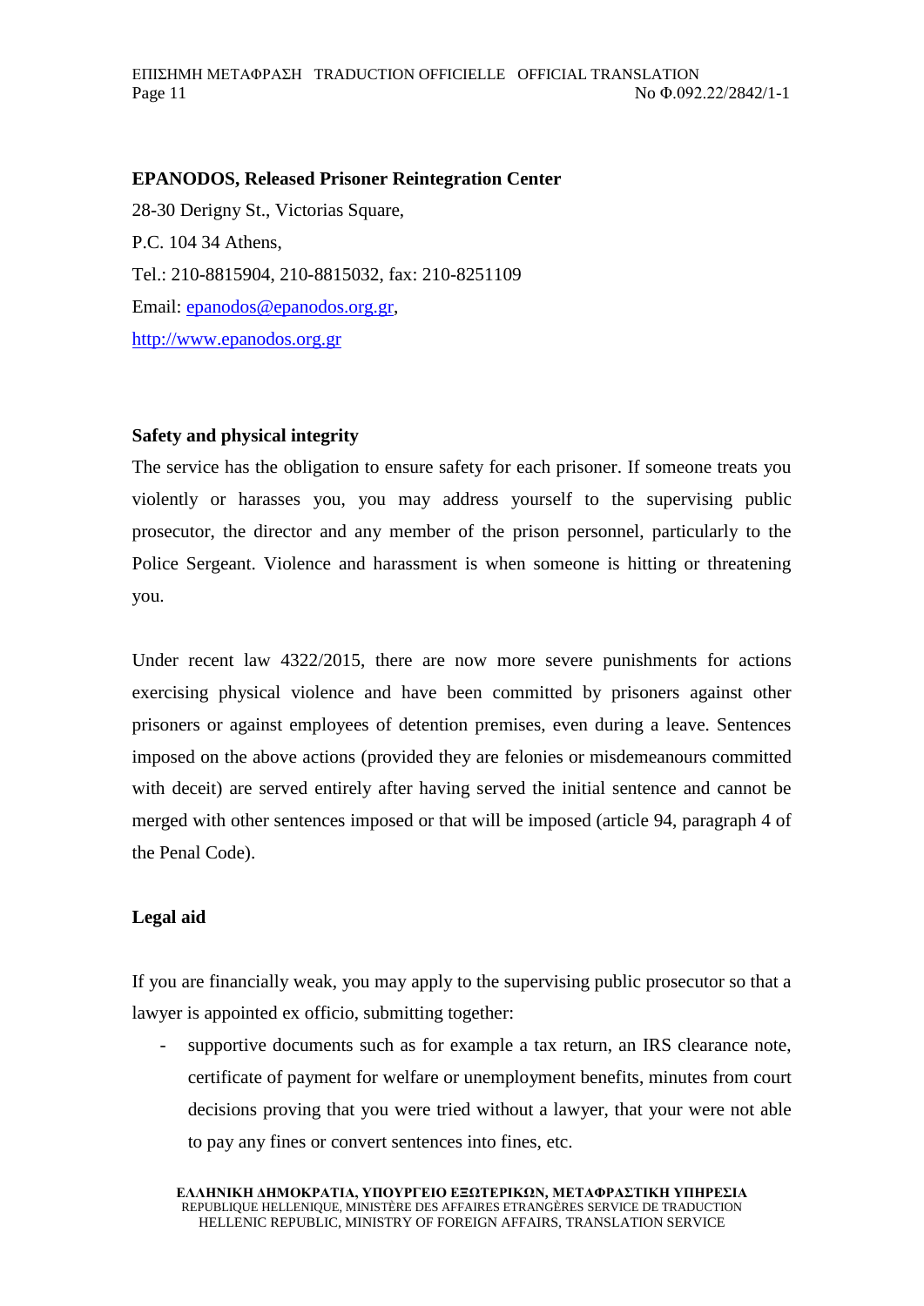**EPANODOS, Released Prisoner Reintegration Center**

28-30 Derigny St., Victorias Square,

P.C. 104 34 Athens,

Tel.: 210-8815904, 210-8815032, fax: 210-8251109

Email: epanodos@epanodos.org.gr,

http://www.epanodos.org.gr

**Safety and physical integrity**

The service has the obligation to ensure safety for each prisoner. If someone treats you violently or harasses you, you may address yourself to the supervising public prosecutor, the director and any member of the prison personnel, particularly to the Police Sergeant. Violence and harassment is when someone is hitting or threatening you.

Under recent law 4322/2015, there are now more severe punishments for actions exercising physical violence and have been committed by prisoners against other prisoners or against employees of detention premises, even during a leave. Sentences imposed on the above actions (provided they are felonies or misdemeanours committed with deceit) are served entirely after having served the initial sentence and cannot be merged with other sentences imposed or that will be imposed (article 94, paragraph 4 of the Penal Code).

**Legal aid**

If you are financially weak, you may apply to the supervising public prosecutor so that a lawyer is appointed ex officio, submitting together:

- supportive documents such as for example a tax return, an IRS clearance note, certificate of payment for welfare or unemployment benefits, minutes from court decisions proving that you were tried without a lawyer, that your were not able to pay any fines or convert sentences into fines, etc.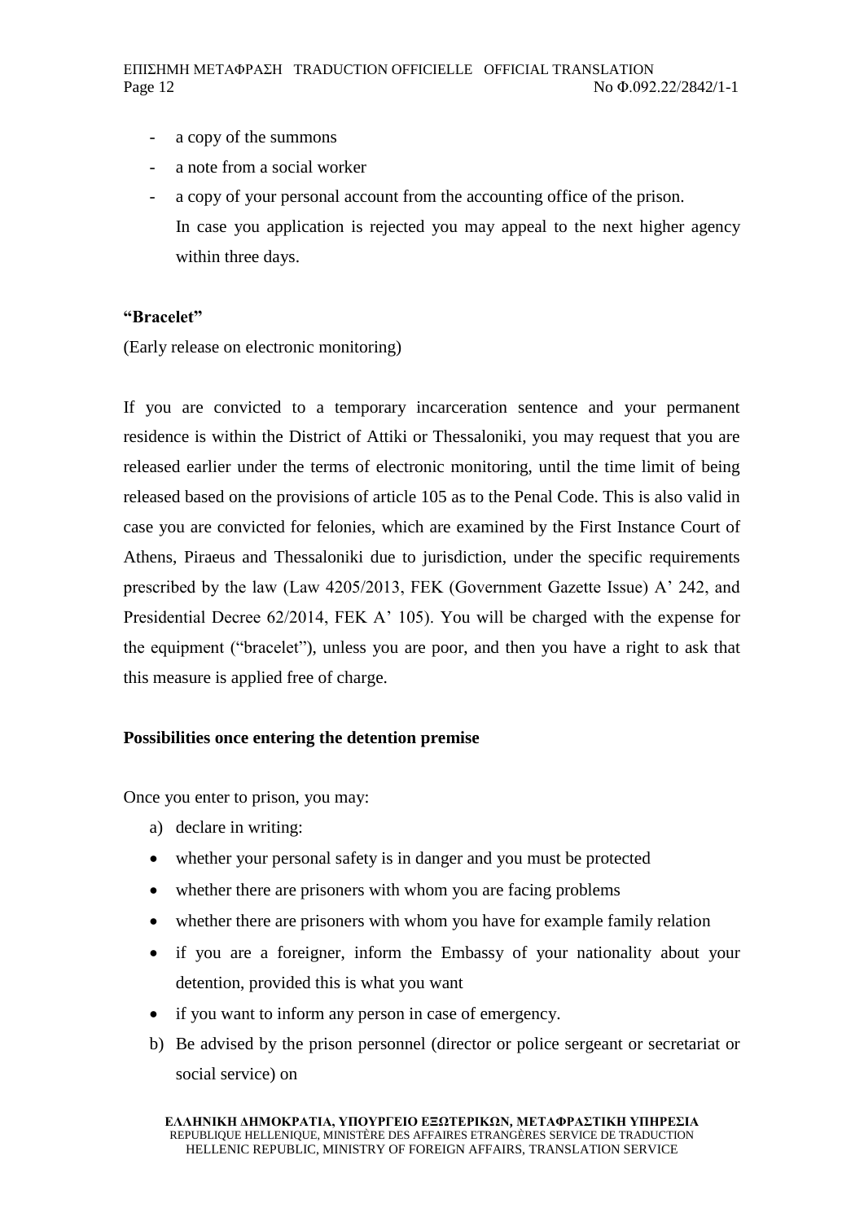- a copy of the summons
- a note from a social worker
- a copy of your personal account from the accounting office of the prison.

  In case you application is rejected you may appeal to the next higher agency within three days.

**"Bracelet"**

(Early release on electronic monitoring)

If you are convicted to a temporary incarceration sentence and your permanent residence is within the District of Attiki or Thessaloniki, you may request that you are released earlier under the terms of electronic monitoring, until the time limit of being released based on the provisions of article 105 as to the Penal Code. This is also valid in case you are convicted for felonies, which are examined by the First Instance Court of Athens, Piraeus and Thessaloniki due to jurisdiction, under the specific requirements prescribed by the law (Law 4205/2013, FEK (Government Gazette Issue) A' 242, and Presidential Decree 62/2014, FEK A' 105). You will be charged with the expense for the equipment ("bracelet"), unless you are poor, and then you have a right to ask that this measure is applied free of charge.

**Possibilities once entering the detention premise**

Once you enter to prison, you may:

a) declare in writing:
   - whether your personal safety is in danger and you must be protected
   - whether there are prisoners with whom you are facing problems
   - whether there are prisoners with whom you have for example family relation
   - if you are a foreigner, inform the Embassy of your nationality about your detention, provided this is what you want
   - if you want to inform any person in case of emergency.

b) Be advised by the prison personnel (director or police sergeant or secretariat or social service) on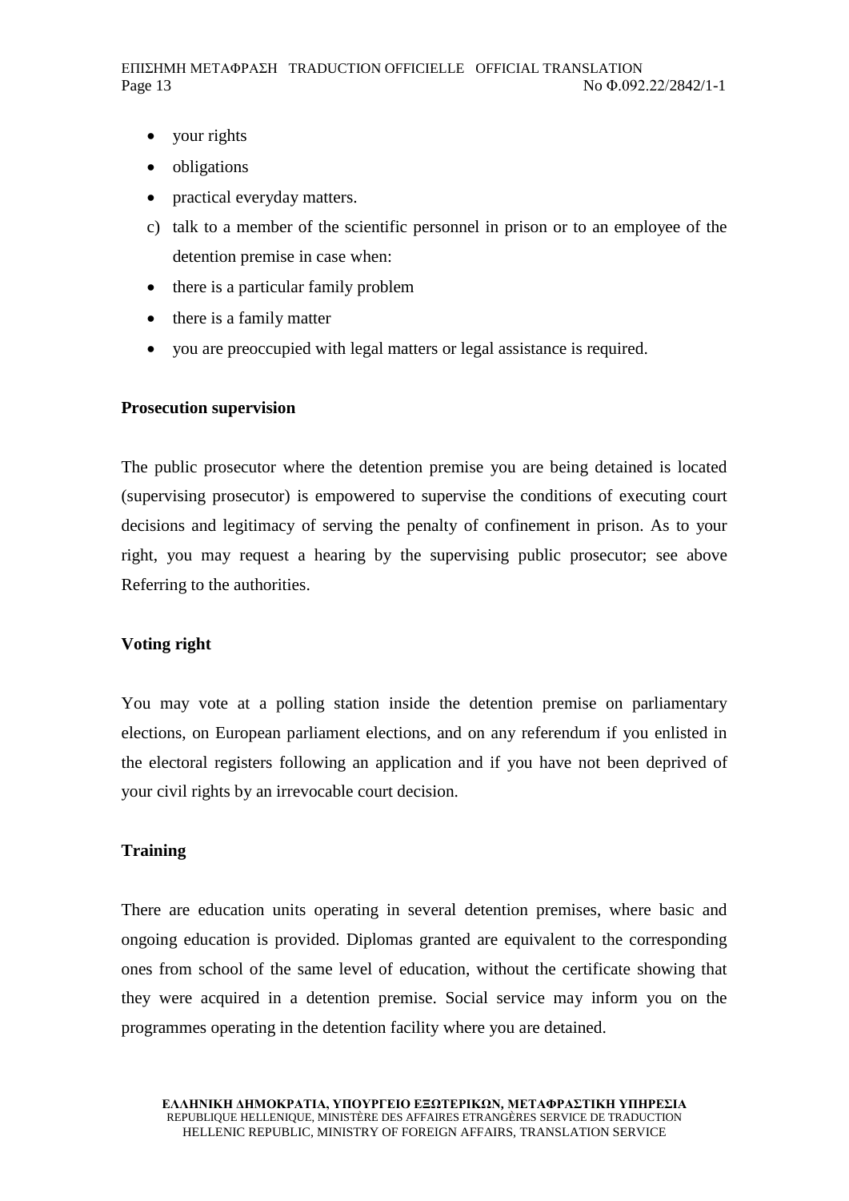- your rights
- obligations
- practical everyday matters.

c) talk to a member of the scientific personnel in prison or to an employee of the detention premise in case when:

- there is a particular family problem
- there is a family matter
- you are preoccupied with legal matters or legal assistance is required.

**Prosecution supervision**

The public prosecutor where the detention premise you are being detained is located (supervising prosecutor) is empowered to supervise the conditions of executing court decisions and legitimacy of serving the penalty of confinement in prison. As to your right, you may request a hearing by the supervising public prosecutor; see above Referring to the authorities.

**Voting right**

You may vote at a polling station inside the detention premise on parliamentary elections, on European parliament elections, and on any referendum if you enlisted in the electoral registers following an application and if you have not been deprived of your civil rights by an irrevocable court decision.

**Training**

There are education units operating in several detention premises, where basic and ongoing education is provided. Diplomas granted are equivalent to the corresponding ones from school of the same level of education, without the certificate showing that they were acquired in a detention premise. Social service may inform you on the programmes operating in the detention facility where you are detained.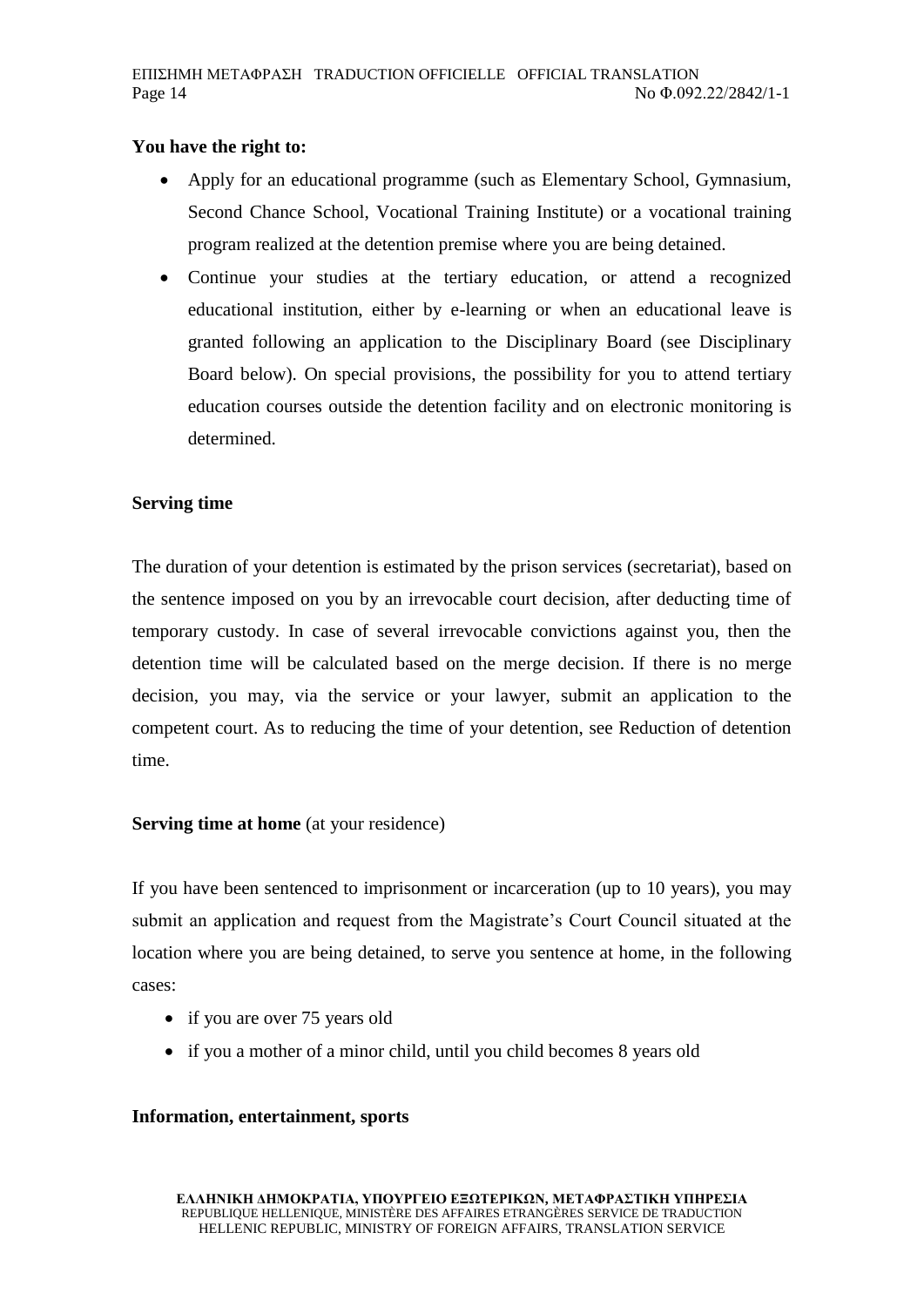**You have the right to:**

- Apply for an educational programme (such as Elementary School, Gymnasium, Second Chance School, Vocational Training Institute) or a vocational training program realized at the detention premise where you are being detained.
- Continue your studies at the tertiary education, or attend a recognized educational institution, either by e-learning or when an educational leave is granted following an application to the Disciplinary Board (see Disciplinary Board below). On special provisions, the possibility for you to attend tertiary education courses outside the detention facility and on electronic monitoring is determined.

**Serving time**

The duration of your detention is estimated by the prison services (secretariat), based on the sentence imposed on you by an irrevocable court decision, after deducting time of temporary custody. In case of several irrevocable convictions against you, then the detention time will be calculated based on the merge decision. If there is no merge decision, you may, via the service or your lawyer, submit an application to the competent court. As to reducing the time of your detention, see Reduction of detention time.

**Serving time at home** (at your residence)

If you have been sentenced to imprisonment or incarceration (up to 10 years), you may submit an application and request from the Magistrate's Court Council situated at the location where you are being detained, to serve you sentence at home, in the following cases:

- if you are over 75 years old
- if you a mother of a minor child, until you child becomes 8 years old

**Information, entertainment, sports**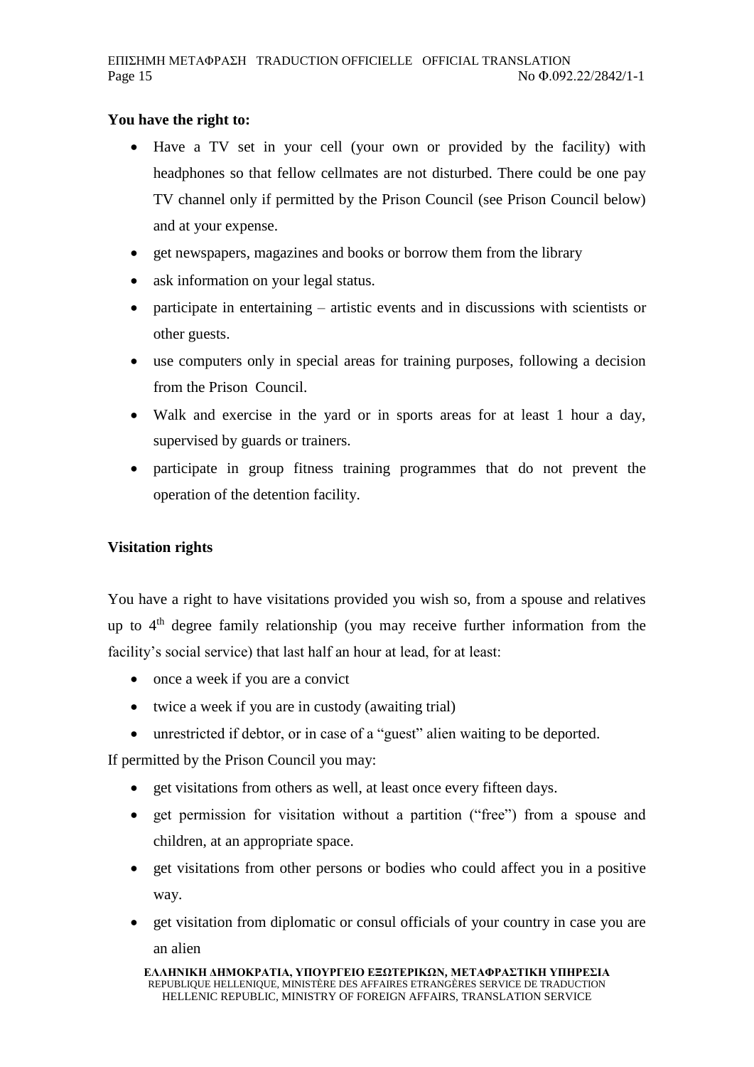**You have the right to:**

- Have a TV set in your cell (your own or provided by the facility) with headphones so that fellow cellmates are not disturbed. There could be one pay TV channel only if permitted by the Prison Council (see Prison Council below) and at your expense.
- get newspapers, magazines and books or borrow them from the library
- ask information on your legal status.
- participate in entertaining – artistic events and in discussions with scientists or other guests.
- use computers only in special areas for training purposes, following a decision from the Prison Council.
- Walk and exercise in the yard or in sports areas for at least 1 hour a day, supervised by guards or trainers.
- participate in group fitness training programmes that do not prevent the operation of the detention facility.

**Visitation rights**

You have a right to have visitations provided you wish so, from a spouse and relatives up to 4th degree family relationship (you may receive further information from the facility's social service) that last half an hour at lead, for at least:

- once a week if you are a convict
- twice a week if you are in custody (awaiting trial)
- unrestricted if debtor, or in case of a "guest" alien waiting to be deported.

If permitted by the Prison Council you may:

- get visitations from others as well, at least once every fifteen days.
- get permission for visitation without a partition ("free") from a spouse and children, at an appropriate space.
- get visitations from other persons or bodies who could affect you in a positive way.
- get visitation from diplomatic or consul officials of your country in case you are an alien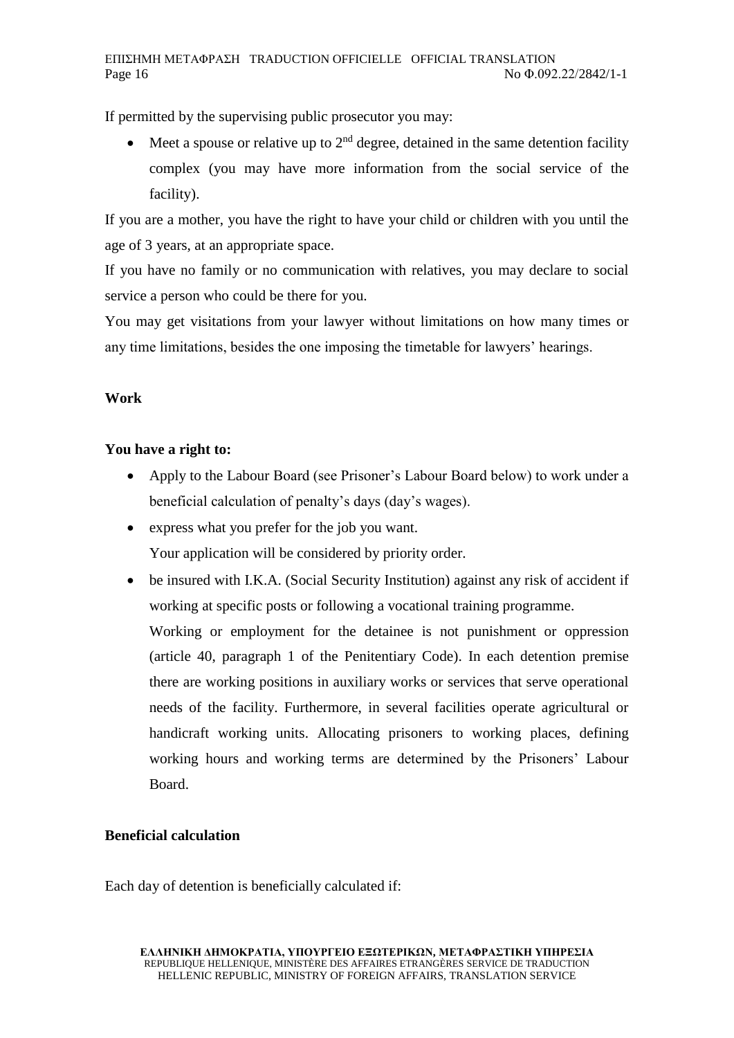If permitted by the supervising public prosecutor you may:

- Meet a spouse or relative up to 2nd degree, detained in the same detention facility complex (you may have more information from the social service of the facility).

If you are a mother, you have the right to have your child or children with you until the age of 3 years, at an appropriate space.

If you have no family or no communication with relatives, you may declare to social service a person who could be there for you.

You may get visitations from your lawyer without limitations on how many times or any time limitations, besides the one imposing the timetable for lawyers' hearings.

**Work**

**You have a right to:**

- Apply to the Labour Board (see Prisoner's Labour Board below) to work under a beneficial calculation of penalty's days (day's wages).
- express what you prefer for the job you want.
  Your application will be considered by priority order.
- be insured with I.K.A. (Social Security Institution) against any risk of accident if working at specific posts or following a vocational training programme.
  Working or employment for the detainee is not punishment or oppression (article 40, paragraph 1 of the Penitentiary Code). In each detention premise there are working positions in auxiliary works or services that serve operational needs of the facility. Furthermore, in several facilities operate agricultural or handicraft working units. Allocating prisoners to working places, defining working hours and working terms are determined by the Prisoners' Labour Board.

**Beneficial calculation**

Each day of detention is beneficially calculated if: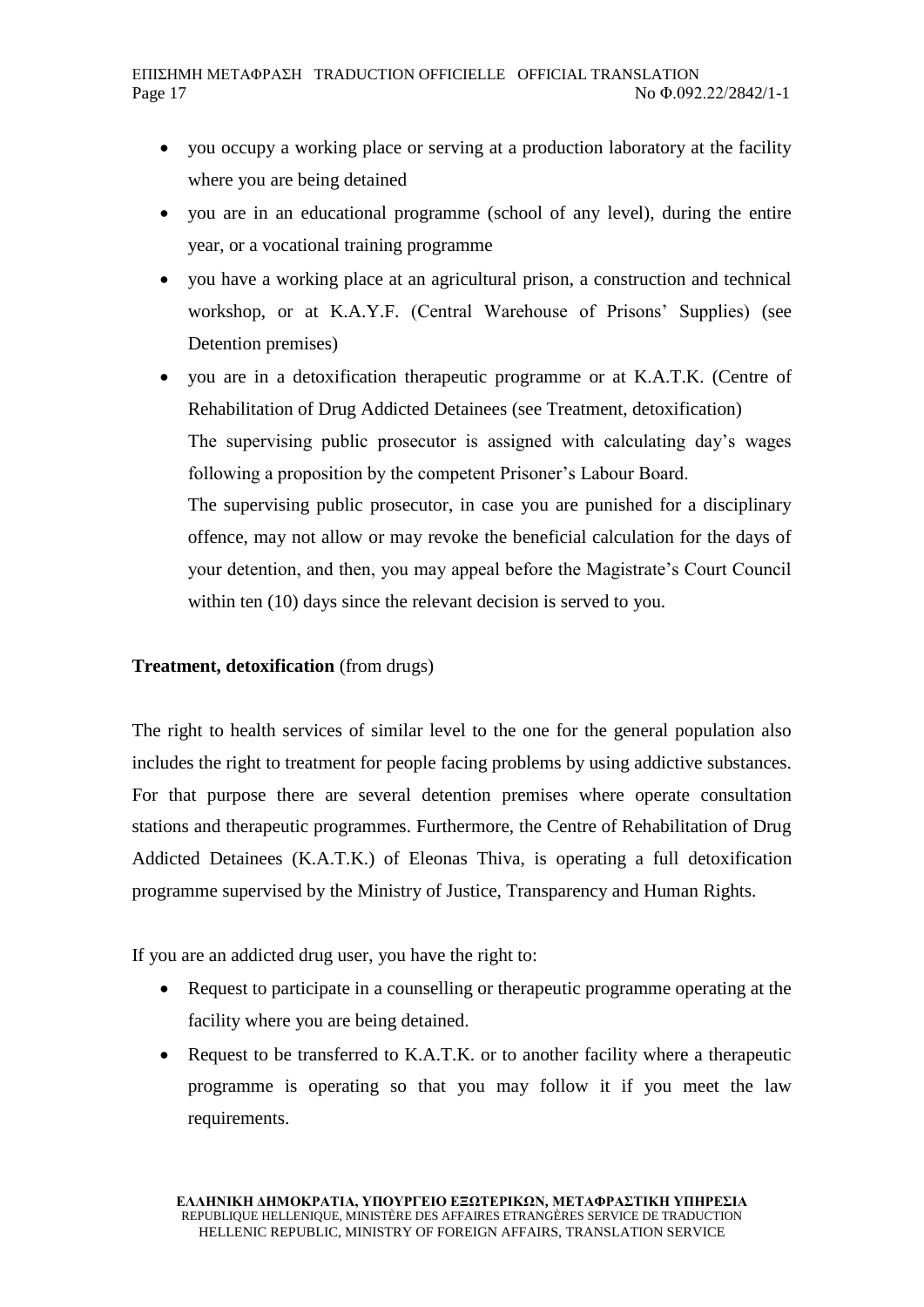- you occupy a working place or serving at a production laboratory at the facility where you are being detained
- you are in an educational programme (school of any level), during the entire year, or a vocational training programme
- you have a working place at an agricultural prison, a construction and technical workshop, or at K.A.Y.F. (Central Warehouse of Prisons' Supplies) (see Detention premises)
- you are in a detoxification therapeutic programme or at K.A.T.K. (Centre of Rehabilitation of Drug Addicted Detainees (see Treatment, detoxification)

  The supervising public prosecutor is assigned with calculating day's wages following a proposition by the competent Prisoner's Labour Board.

  The supervising public prosecutor, in case you are punished for a disciplinary offence, may not allow or may revoke the beneficial calculation for the days of your detention, and then, you may appeal before the Magistrate's Court Council within ten (10) days since the relevant decision is served to you.

**Treatment, detoxification** (from drugs)

The right to health services of similar level to the one for the general population also includes the right to treatment for people facing problems by using addictive substances. For that purpose there are several detention premises where operate consultation stations and therapeutic programmes. Furthermore, the Centre of Rehabilitation of Drug Addicted Detainees (K.A.T.K.) of Eleonas Thiva, is operating a full detoxification programme supervised by the Ministry of Justice, Transparency and Human Rights.

If you are an addicted drug user, you have the right to:

- Request to participate in a counselling or therapeutic programme operating at the facility where you are being detained.
- Request to be transferred to K.A.T.K. or to another facility where a therapeutic programme is operating so that you may follow it if you meet the law requirements.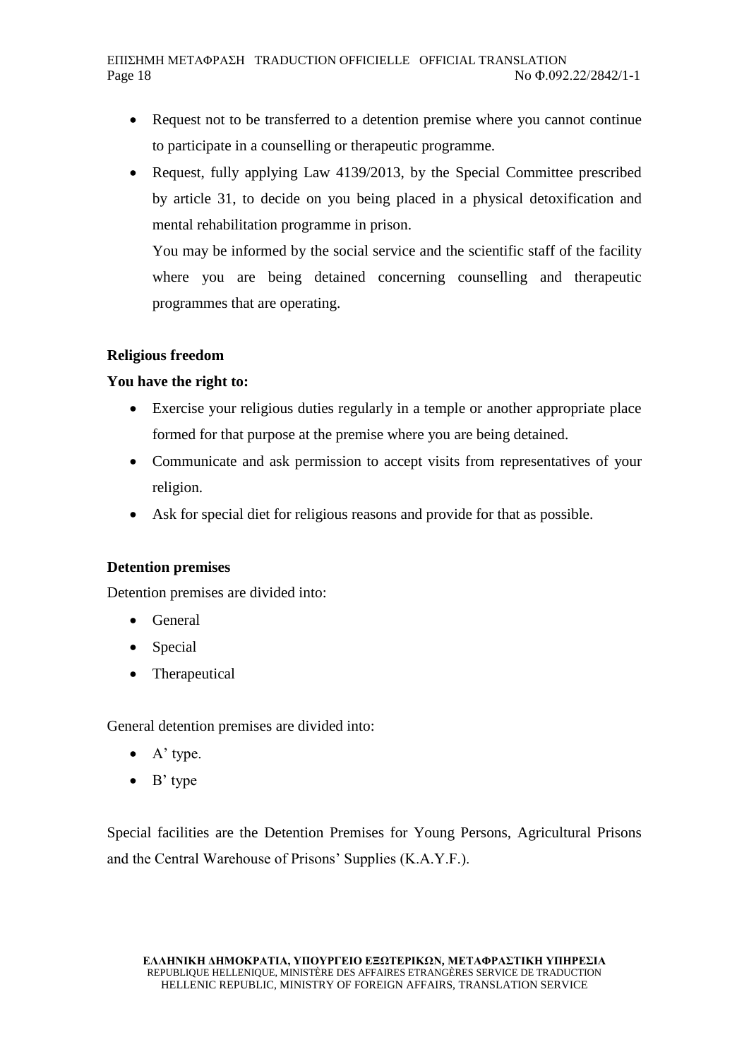- Request not to be transferred to a detention premise where you cannot continue to participate in a counselling or therapeutic programme.
- Request, fully applying Law 4139/2013, by the Special Committee prescribed by article 31, to decide on you being placed in a physical detoxification and mental rehabilitation programme in prison.

  You may be informed by the social service and the scientific staff of the facility where you are being detained concerning counselling and therapeutic programmes that are operating.

**Religious freedom**

**You have the right to:**

- Exercise your religious duties regularly in a temple or another appropriate place formed for that purpose at the premise where you are being detained.
- Communicate and ask permission to accept visits from representatives of your religion.
- Ask for special diet for religious reasons and provide for that as possible.

**Detention premises**

Detention premises are divided into:

- General
- Special
- Therapeutical

General detention premises are divided into:

- A' type.
- B' type

Special facilities are the Detention Premises for Young Persons, Agricultural Prisons and the Central Warehouse of Prisons' Supplies (K.A.Y.F.).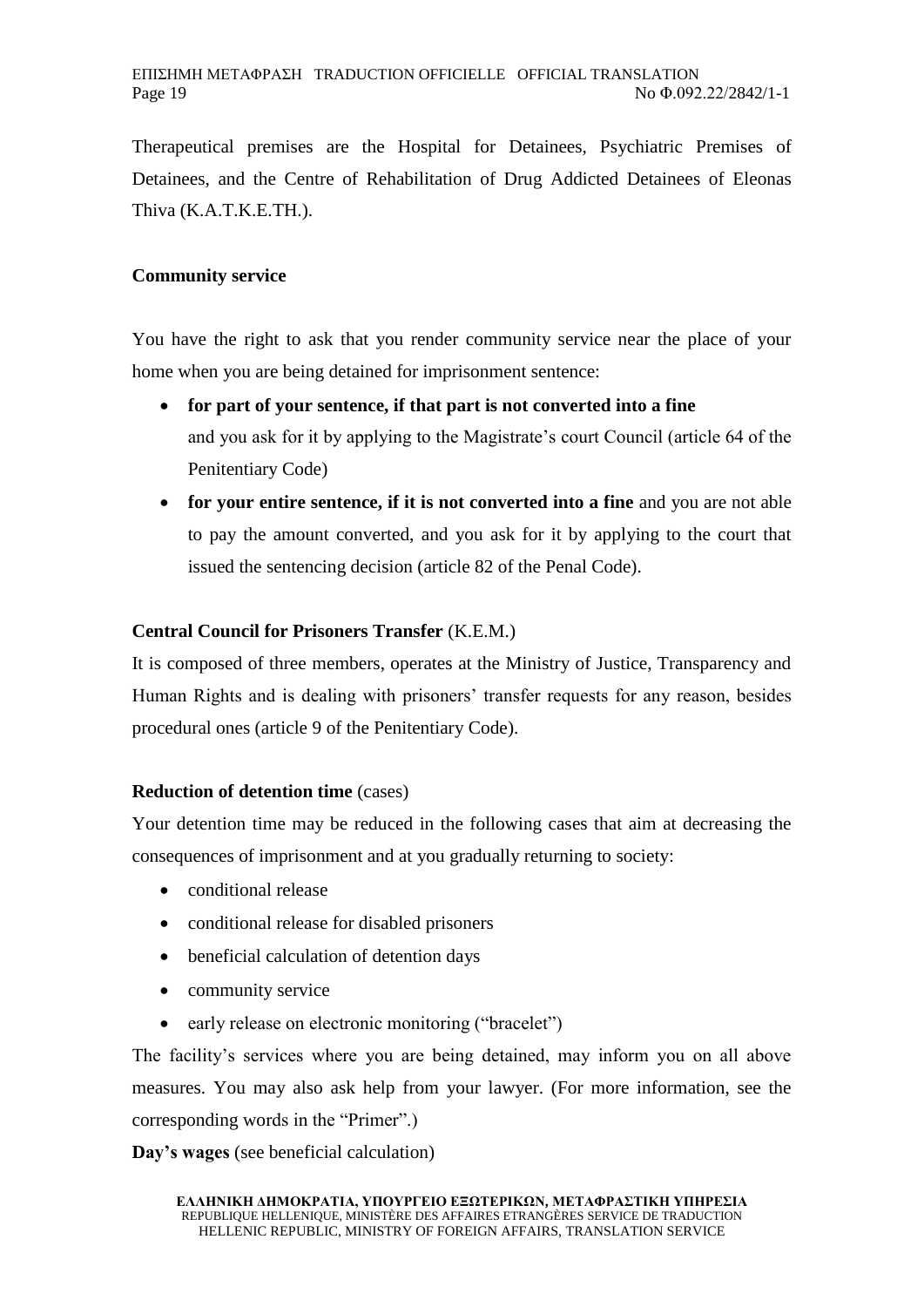Therapeutical premises are the Hospital for Detainees, Psychiatric Premises of Detainees, and the Centre of Rehabilitation of Drug Addicted Detainees of Eleonas Thiva (K.A.T.K.E.TH.).

**Community service**

You have the right to ask that you render community service near the place of your home when you are being detained for imprisonment sentence:

- **for part of your sentence, if that part is not converted into a fine** and you ask for it by applying to the Magistrate's court Council (article 64 of the Penitentiary Code)
- **for your entire sentence, if it is not converted into a fine** and you are not able to pay the amount converted, and you ask for it by applying to the court that issued the sentencing decision (article 82 of the Penal Code).

**Central Council for Prisoners Transfer** (K.E.M.)

It is composed of three members, operates at the Ministry of Justice, Transparency and Human Rights and is dealing with prisoners' transfer requests for any reason, besides procedural ones (article 9 of the Penitentiary Code).

**Reduction of detention time** (cases)

Your detention time may be reduced in the following cases that aim at decreasing the consequences of imprisonment and at you gradually returning to society:

- conditional release
- conditional release for disabled prisoners
- beneficial calculation of detention days
- community service
- early release on electronic monitoring ("bracelet")

The facility's services where you are being detained, may inform you on all above measures. You may also ask help from your lawyer. (For more information, see the corresponding words in the "Primer".)

**Day's wages** (see beneficial calculation)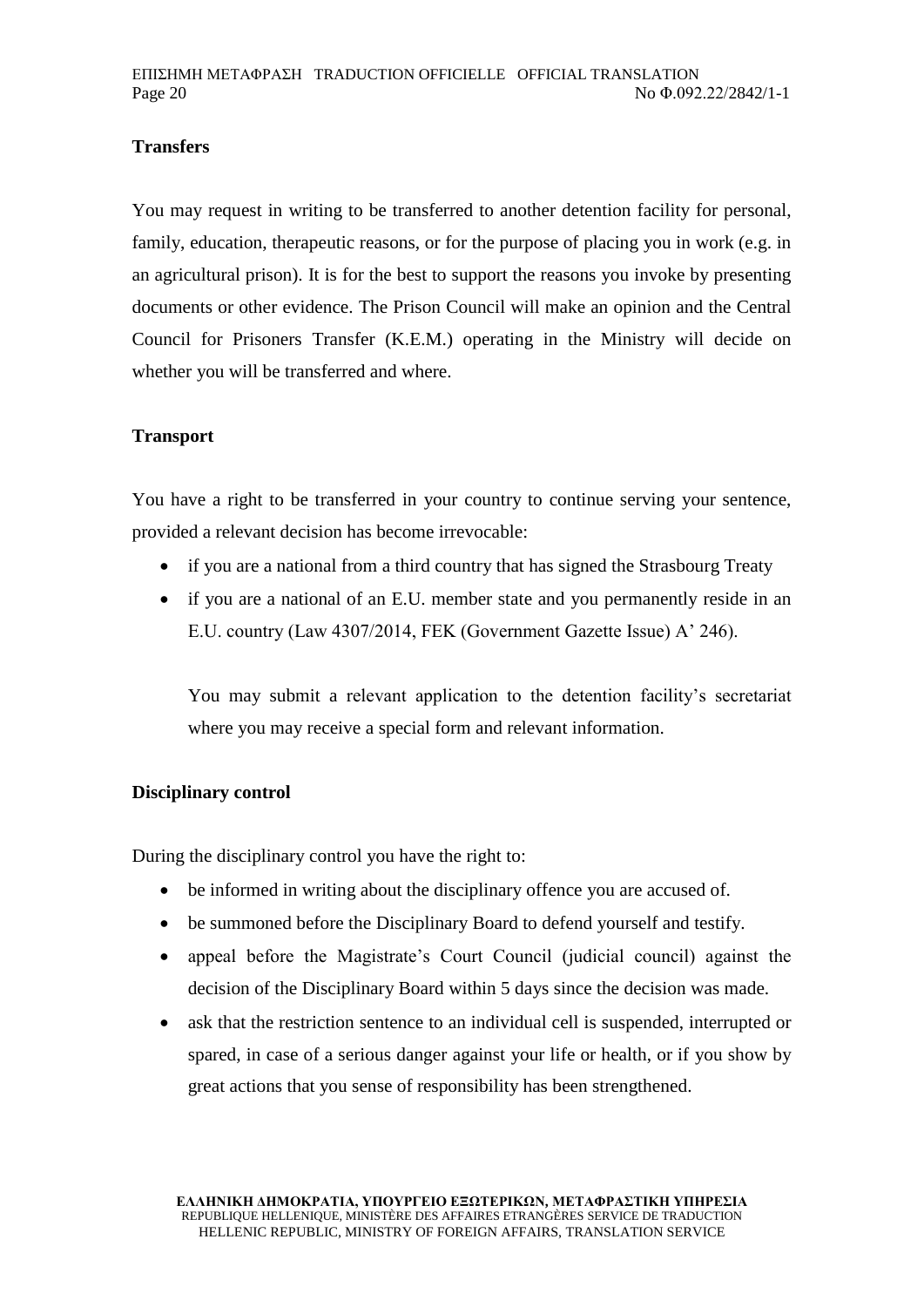**Transfers**

You may request in writing to be transferred to another detention facility for personal, family, education, therapeutic reasons, or for the purpose of placing you in work (e.g. in an agricultural prison). It is for the best to support the reasons you invoke by presenting documents or other evidence. The Prison Council will make an opinion and the Central Council for Prisoners Transfer (K.E.M.) operating in the Ministry will decide on whether you will be transferred and where.

**Transport**

You have a right to be transferred in your country to continue serving your sentence, provided a relevant decision has become irrevocable:

- if you are a national from a third country that has signed the Strasbourg Treaty
- if you are a national of an E.U. member state and you permanently reside in an E.U. country (Law 4307/2014, FEK (Government Gazette Issue) A' 246).

  You may submit a relevant application to the detention facility's secretariat where you may receive a special form and relevant information.

**Disciplinary control**

During the disciplinary control you have the right to:

- be informed in writing about the disciplinary offence you are accused of.
- be summoned before the Disciplinary Board to defend yourself and testify.
- appeal before the Magistrate's Court Council (judicial council) against the decision of the Disciplinary Board within 5 days since the decision was made.
- ask that the restriction sentence to an individual cell is suspended, interrupted or spared, in case of a serious danger against your life or health, or if you show by great actions that you sense of responsibility has been strengthened.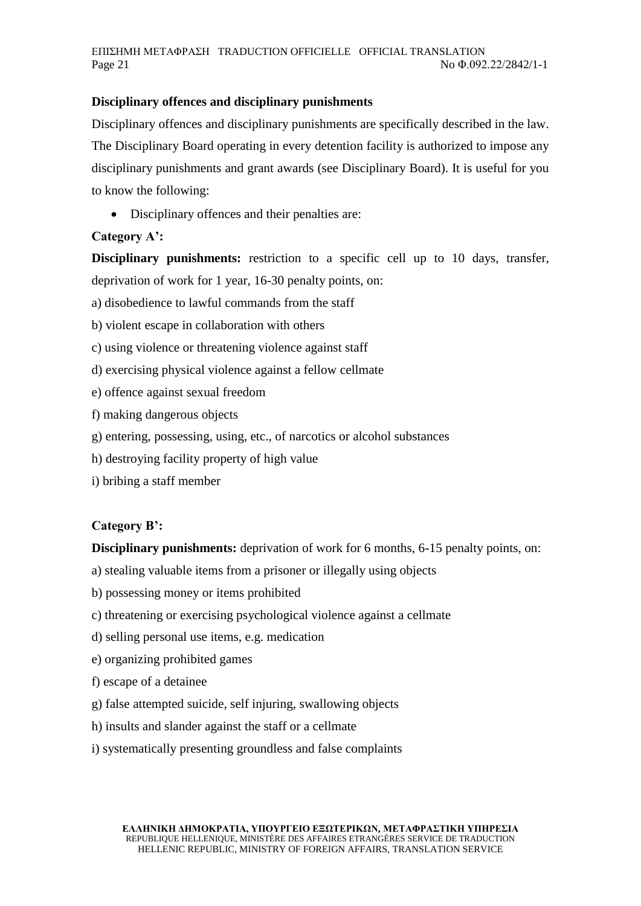**Disciplinary offences and disciplinary punishments**

Disciplinary offences and disciplinary punishments are specifically described in the law. The Disciplinary Board operating in every detention facility is authorized to impose any disciplinary punishments and grant awards (see Disciplinary Board). It is useful for you to know the following:

- Disciplinary offences and their penalties are:

**Category A':**

**Disciplinary punishments:** restriction to a specific cell up to 10 days, transfer, deprivation of work for 1 year, 16-30 penalty points, on:

a) disobedience to lawful commands from the staff

b) violent escape in collaboration with others

c) using violence or threatening violence against staff

d) exercising physical violence against a fellow cellmate

e) offence against sexual freedom

f) making dangerous objects

g) entering, possessing, using, etc., of narcotics or alcohol substances

h) destroying facility property of high value

i) bribing a staff member

**Category B':**

**Disciplinary punishments:** deprivation of work for 6 months, 6-15 penalty points, on:

a) stealing valuable items from a prisoner or illegally using objects

b) possessing money or items prohibited

c) threatening or exercising psychological violence against a cellmate

d) selling personal use items, e.g. medication

e) organizing prohibited games

f) escape of a detainee

g) false attempted suicide, self injuring, swallowing objects

h) insults and slander against the staff or a cellmate

i) systematically presenting groundless and false complaints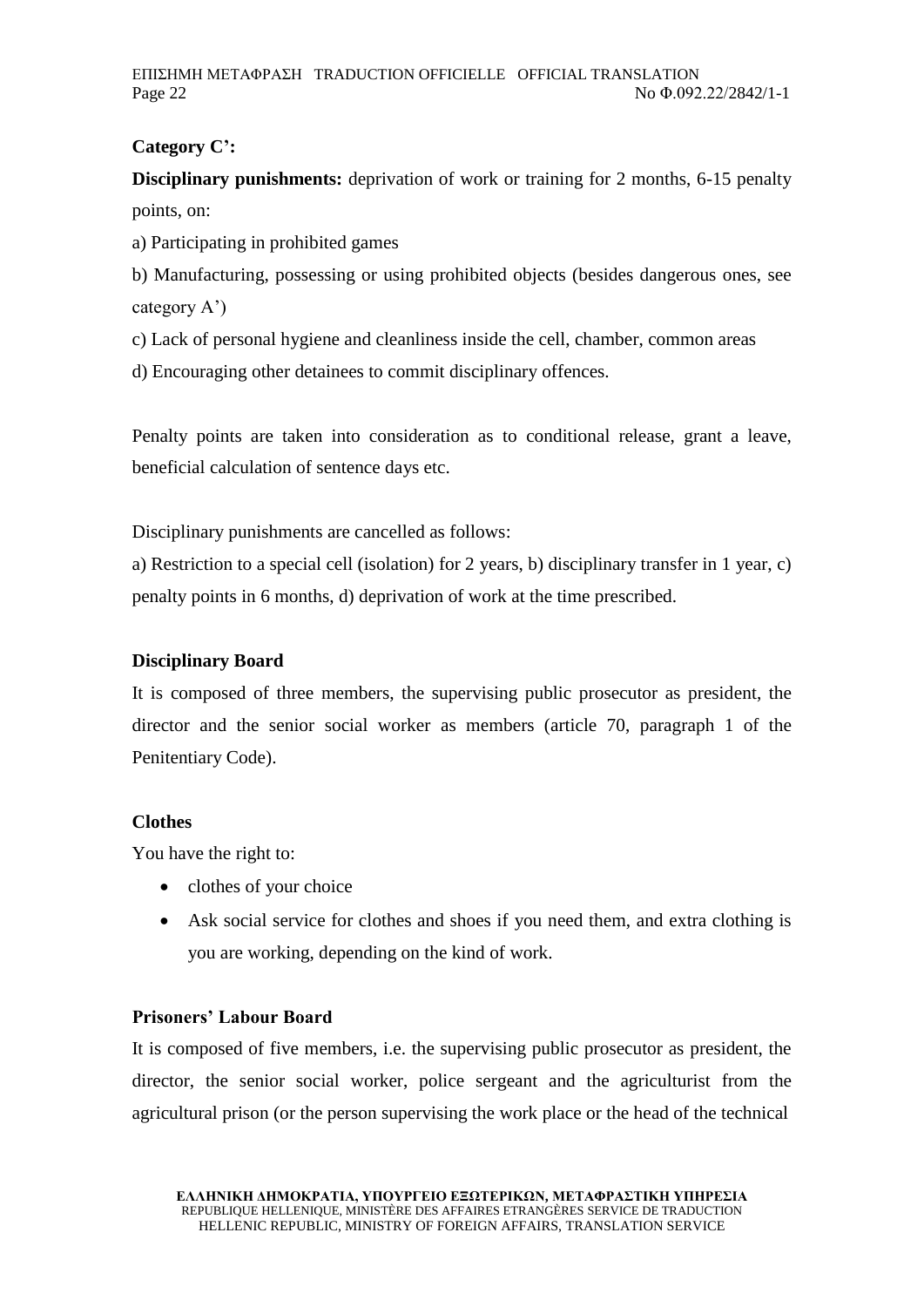**Category C':**

**Disciplinary punishments:** deprivation of work or training for 2 months, 6-15 penalty points, on:

a) Participating in prohibited games

b) Manufacturing, possessing or using prohibited objects (besides dangerous ones, see category A')

c) Lack of personal hygiene and cleanliness inside the cell, chamber, common areas

d) Encouraging other detainees to commit disciplinary offences.

Penalty points are taken into consideration as to conditional release, grant a leave, beneficial calculation of sentence days etc.

Disciplinary punishments are cancelled as follows:

a) Restriction to a special cell (isolation) for 2 years, b) disciplinary transfer in 1 year, c) penalty points in 6 months, d) deprivation of work at the time prescribed.

**Disciplinary Board**

It is composed of three members, the supervising public prosecutor as president, the director and the senior social worker as members (article 70, paragraph 1 of the Penitentiary Code).

**Clothes**

You have the right to:

- clothes of your choice
- Ask social service for clothes and shoes if you need them, and extra clothing is you are working, depending on the kind of work.

**Prisoners' Labour Board**

It is composed of five members, i.e. the supervising public prosecutor as president, the director, the senior social worker, police sergeant and the agriculturist from the agricultural prison (or the person supervising the work place or the head of the technical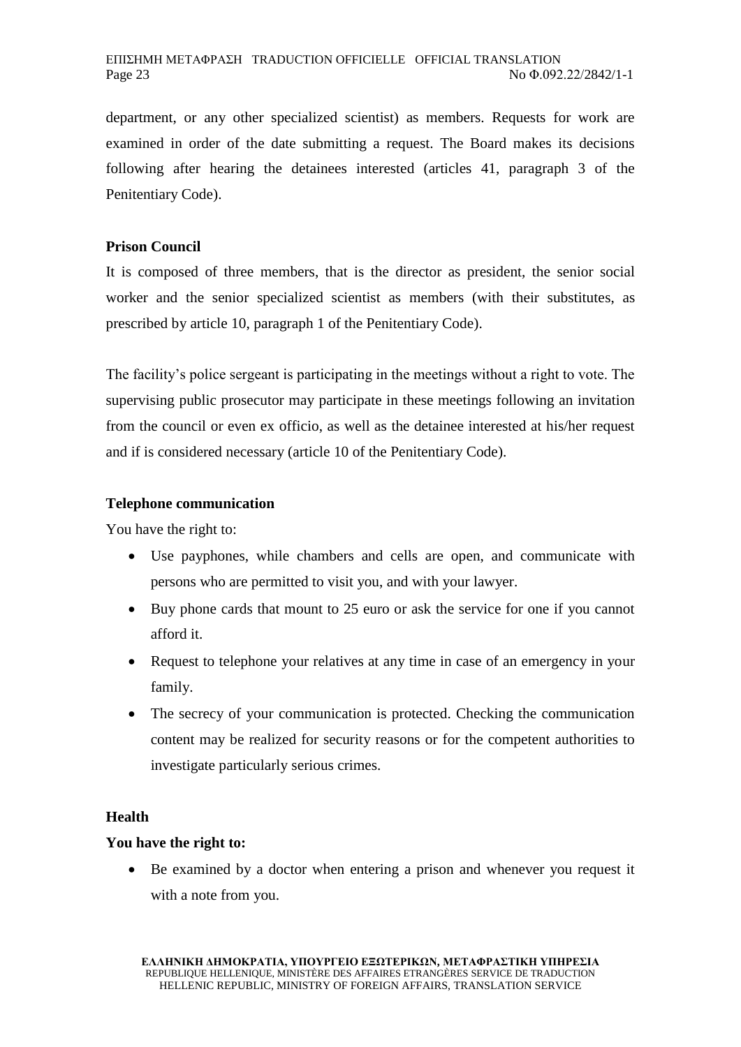department, or any other specialized scientist) as members. Requests for work are examined in order of the date submitting a request. The Board makes its decisions following after hearing the detainees interested (articles 41, paragraph 3 of the Penitentiary Code).

**Prison Council**

It is composed of three members, that is the director as president, the senior social worker and the senior specialized scientist as members (with their substitutes, as prescribed by article 10, paragraph 1 of the Penitentiary Code).

The facility's police sergeant is participating in the meetings without a right to vote. The supervising public prosecutor may participate in these meetings following an invitation from the council or even ex officio, as well as the detainee interested at his/her request and if is considered necessary (article 10 of the Penitentiary Code).

**Telephone communication**

You have the right to:

- Use payphones, while chambers and cells are open, and communicate with persons who are permitted to visit you, and with your lawyer.
- Buy phone cards that mount to 25 euro or ask the service for one if you cannot afford it.
- Request to telephone your relatives at any time in case of an emergency in your family.
- The secrecy of your communication is protected. Checking the communication content may be realized for security reasons or for the competent authorities to investigate particularly serious crimes.

**Health**

**You have the right to:**

- Be examined by a doctor when entering a prison and whenever you request it with a note from you.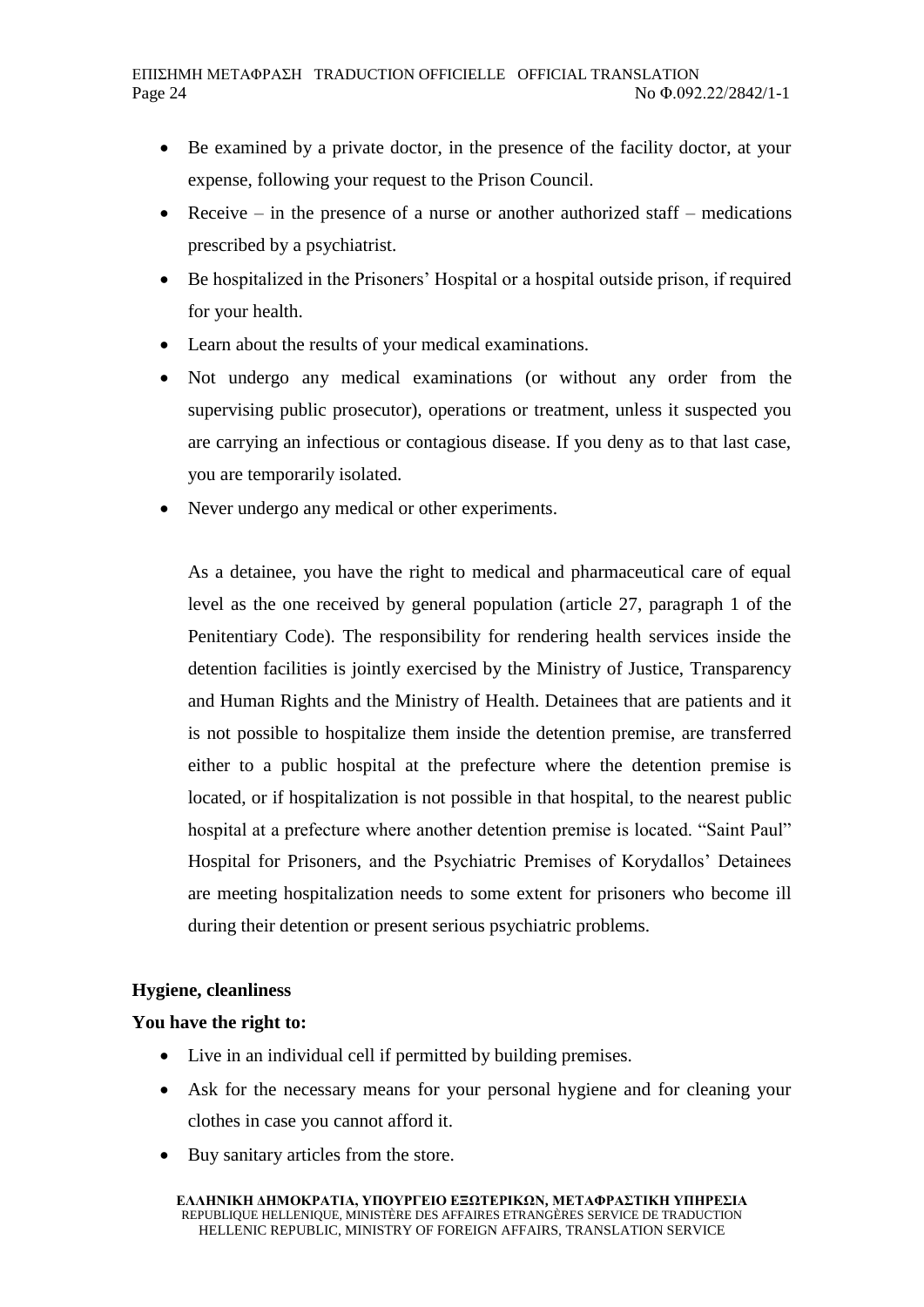- Be examined by a private doctor, in the presence of the facility doctor, at your expense, following your request to the Prison Council.
- Receive – in the presence of a nurse or another authorized staff – medications prescribed by a psychiatrist.
- Be hospitalized in the Prisoners' Hospital or a hospital outside prison, if required for your health.
- Learn about the results of your medical examinations.
- Not undergo any medical examinations (or without any order from the supervising public prosecutor), operations or treatment, unless it suspected you are carrying an infectious or contagious disease. If you deny as to that last case, you are temporarily isolated.
- Never undergo any medical or other experiments.

As a detainee, you have the right to medical and pharmaceutical care of equal level as the one received by general population (article 27, paragraph 1 of the Penitentiary Code). The responsibility for rendering health services inside the detention facilities is jointly exercised by the Ministry of Justice, Transparency and Human Rights and the Ministry of Health. Detainees that are patients and it is not possible to hospitalize them inside the detention premise, are transferred either to a public hospital at the prefecture where the detention premise is located, or if hospitalization is not possible in that hospital, to the nearest public hospital at a prefecture where another detention premise is located. "Saint Paul" Hospital for Prisoners, and the Psychiatric Premises of Korydallos' Detainees are meeting hospitalization needs to some extent for prisoners who become ill during their detention or present serious psychiatric problems.

**Hygiene, cleanliness**

**You have the right to:**

- Live in an individual cell if permitted by building premises.
- Ask for the necessary means for your personal hygiene and for cleaning your clothes in case you cannot afford it.
- Buy sanitary articles from the store.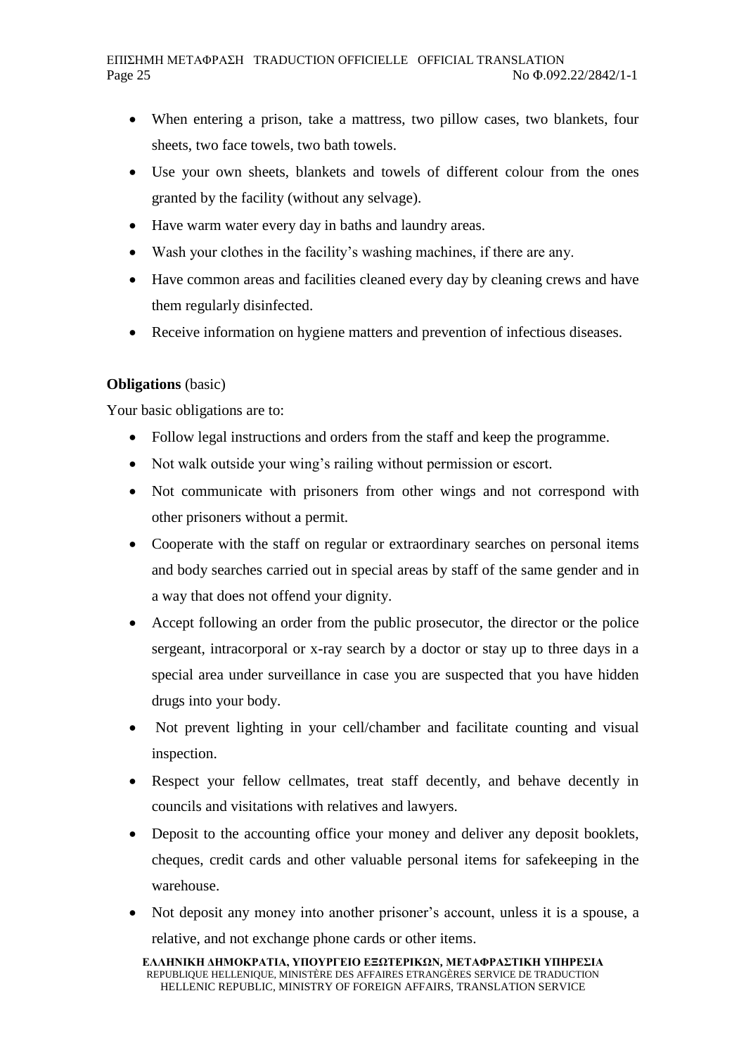- When entering a prison, take a mattress, two pillow cases, two blankets, four sheets, two face towels, two bath towels.
- Use your own sheets, blankets and towels of different colour from the ones granted by the facility (without any selvage).
- Have warm water every day in baths and laundry areas.
- Wash your clothes in the facility's washing machines, if there are any.
- Have common areas and facilities cleaned every day by cleaning crews and have them regularly disinfected.
- Receive information on hygiene matters and prevention of infectious diseases.

**Obligations** (basic)

Your basic obligations are to:

- Follow legal instructions and orders from the staff and keep the programme.
- Not walk outside your wing's railing without permission or escort.
- Not communicate with prisoners from other wings and not correspond with other prisoners without a permit.
- Cooperate with the staff on regular or extraordinary searches on personal items and body searches carried out in special areas by staff of the same gender and in a way that does not offend your dignity.
- Accept following an order from the public prosecutor, the director or the police sergeant, intracorporal or x-ray search by a doctor or stay up to three days in a special area under surveillance in case you are suspected that you have hidden drugs into your body.
- Not prevent lighting in your cell/chamber and facilitate counting and visual inspection.
- Respect your fellow cellmates, treat staff decently, and behave decently in councils and visitations with relatives and lawyers.
- Deposit to the accounting office your money and deliver any deposit booklets, cheques, credit cards and other valuable personal items for safekeeping in the warehouse.
- Not deposit any money into another prisoner's account, unless it is a spouse, a relative, and not exchange phone cards or other items.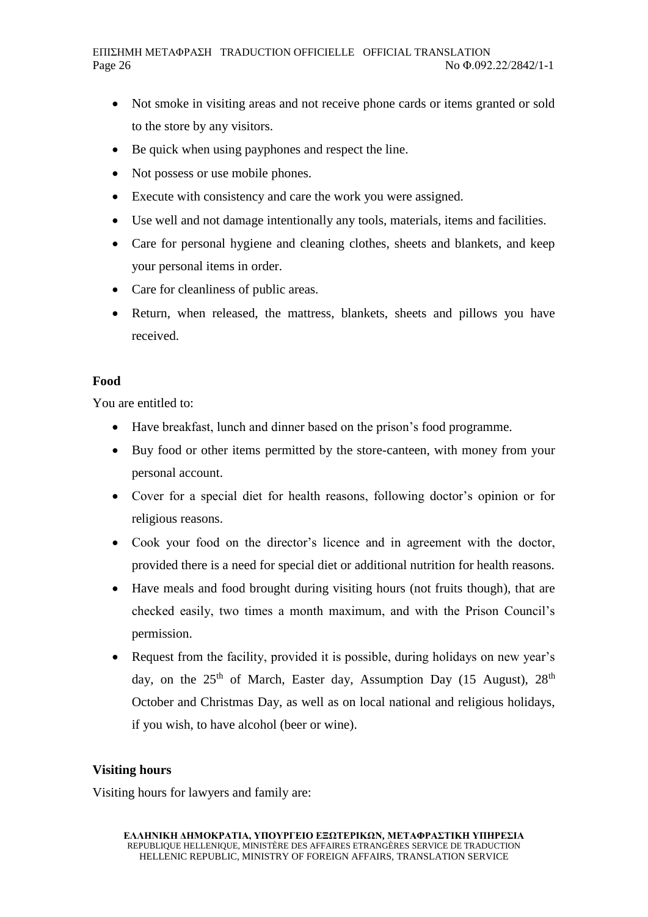- Not smoke in visiting areas and not receive phone cards or items granted or sold to the store by any visitors.
- Be quick when using payphones and respect the line.
- Not possess or use mobile phones.
- Execute with consistency and care the work you were assigned.
- Use well and not damage intentionally any tools, materials, items and facilities.
- Care for personal hygiene and cleaning clothes, sheets and blankets, and keep your personal items in order.
- Care for cleanliness of public areas.
- Return, when released, the mattress, blankets, sheets and pillows you have received.

**Food**

You are entitled to:

- Have breakfast, lunch and dinner based on the prison's food programme.
- Buy food or other items permitted by the store-canteen, with money from your personal account.
- Cover for a special diet for health reasons, following doctor's opinion or for religious reasons.
- Cook your food on the director's licence and in agreement with the doctor, provided there is a need for special diet or additional nutrition for health reasons.
- Have meals and food brought during visiting hours (not fruits though), that are checked easily, two times a month maximum, and with the Prison Council's permission.
- Request from the facility, provided it is possible, during holidays on new year's day, on the 25th of March, Easter day, Assumption Day (15 August), 28th October and Christmas Day, as well as on local national and religious holidays, if you wish, to have alcohol (beer or wine).

**Visiting hours**

Visiting hours for lawyers and family are: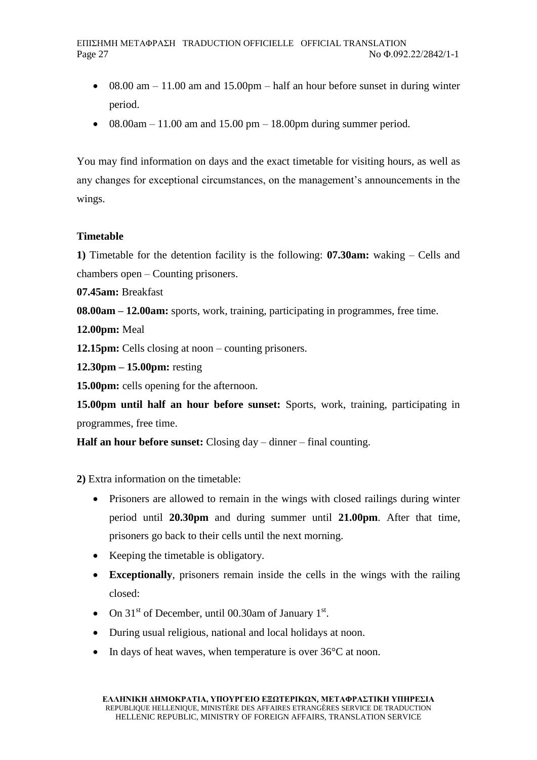- 08.00 am – 11.00 am and 15.00pm – half an hour before sunset in during winter period.
- 08.00am – 11.00 am and 15.00 pm – 18.00pm during summer period.

You may find information on days and the exact timetable for visiting hours, as well as any changes for exceptional circumstances, on the management's announcements in the wings.

**Timetable**

**1)** Timetable for the detention facility is the following: **07.30am:** waking – Cells and chambers open – Counting prisoners.

**07.45am:** Breakfast

**08.00am – 12.00am:** sports, work, training, participating in programmes, free time.

**12.00pm:** Meal

**12.15pm:** Cells closing at noon – counting prisoners.

**12.30pm – 15.00pm:** resting

**15.00pm:** cells opening for the afternoon.

**15.00pm until half an hour before sunset:** Sports, work, training, participating in programmes, free time.

**Half an hour before sunset:** Closing day – dinner – final counting.

**2)** Extra information on the timetable:

- Prisoners are allowed to remain in the wings with closed railings during winter period until **20.30pm** and during summer until **21.00pm**. After that time, prisoners go back to their cells until the next morning.
- Keeping the timetable is obligatory.
- **Exceptionally**, prisoners remain inside the cells in the wings with the railing closed:
- On 31st of December, until 00.30am of January 1st.
- During usual religious, national and local holidays at noon.
- In days of heat waves, when temperature is over 36°C at noon.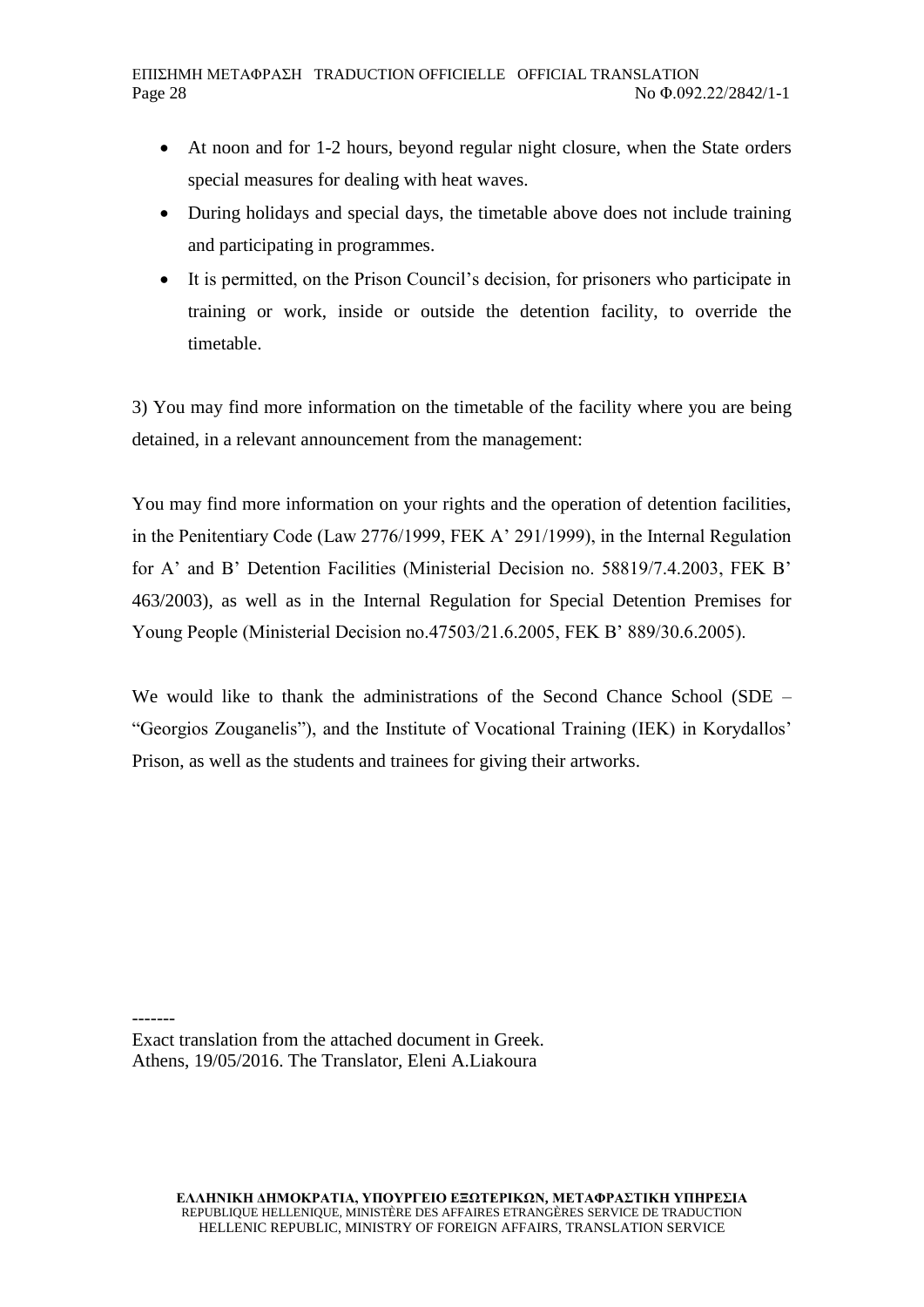- At noon and for 1-2 hours, beyond regular night closure, when the State orders special measures for dealing with heat waves.
- During holidays and special days, the timetable above does not include training and participating in programmes.
- It is permitted, on the Prison Council's decision, for prisoners who participate in training or work, inside or outside the detention facility, to override the timetable.

3) You may find more information on the timetable of the facility where you are being detained, in a relevant announcement from the management:

You may find more information on your rights and the operation of detention facilities, in the Penitentiary Code (Law 2776/1999, FEK A' 291/1999), in the Internal Regulation for A' and B' Detention Facilities (Ministerial Decision no. 58819/7.4.2003, FEK B' 463/2003), as well as in the Internal Regulation for Special Detention Premises for Young People (Ministerial Decision no.47503/21.6.2005, FEK B' 889/30.6.2005).

We would like to thank the administrations of the Second Chance School (SDE – "Georgios Zouganelis"), and the Institute of Vocational Training (IEK) in Korydallos' Prison, as well as the students and trainees for giving their artworks.

-------

Exact translation from the attached document in Greek.
Athens, 19/05/2016. The Translator, Eleni A.Liakoura